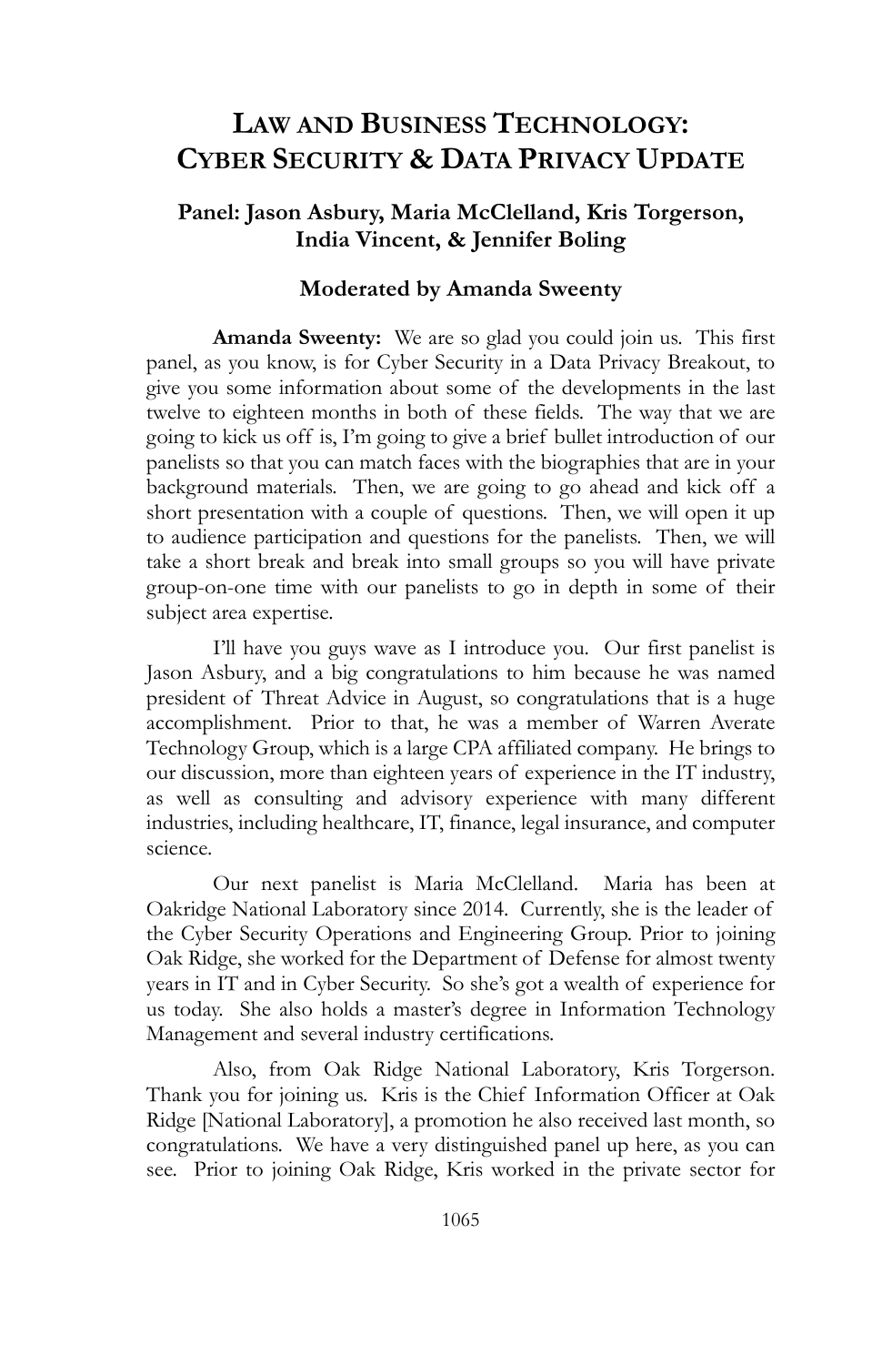# Law and Business Technology: Cyber Security & Data Privacy Update

## Panel: Jason Asbury, Maria McClelland, Kris Torgerson, India Vincent, & Jennifer Boling

### Moderated by Amanda Sweenty

**Amanda Sweenty:** We are so glad you could join us. This first panel, as you know, is for Cyber Security in a Data Privacy Breakout, to give you some information about some of the developments in the last twelve to eighteen months in both of these fields. The way that we are going to kick us off is, I'm going to give a brief bullet introduction of our panelists so that you can match faces with the biographies that are in your background materials. Then, we are going to go ahead and kick off a short presentation with a couple of questions. Then, we will open it up to audience participation and questions for the panelists. Then, we will take a short break and break into small groups so you will have private group-on-one time with our panelists to go in depth in some of their subject area expertise.

I'll have you guys wave as I introduce you. Our first panelist is Jason Asbury, and a big congratulations to him because he was named president of Threat Advice in August, so congratulations that is a huge accomplishment. Prior to that, he was a member of Warren Averate Technology Group, which is a large CPA affiliated company. He brings to our discussion, more than eighteen years of experience in the IT industry, as well as consulting and advisory experience with many different industries, including healthcare, IT, finance, legal insurance, and computer science.

Our next panelist is Maria McClelland. Maria has been at Oakridge National Laboratory since 2014. Currently, she is the leader of the Cyber Security Operations and Engineering Group. Prior to joining Oak Ridge, she worked for the Department of Defense for almost twenty years in IT and in Cyber Security. So she's got a wealth of experience for us today. She also holds a master's degree in Information Technology Management and several industry certifications.

Also, from Oak Ridge National Laboratory, Kris Torgerson. Thank you for joining us. Kris is the Chief Information Officer at Oak Ridge [National Laboratory], a promotion he also received last month, so congratulations. We have a very distinguished panel up here, as you can see. Prior to joining Oak Ridge, Kris worked in the private sector for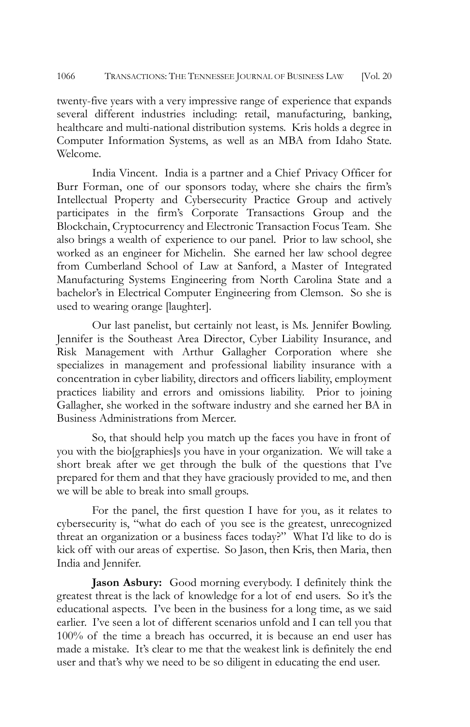twenty-five years with a very impressive range of experience that expands several different industries including: retail, manufacturing, banking, healthcare and multi-national distribution systems. Kris holds a degree in Computer Information Systems, as well as an MBA from Idaho State. Welcome.

India Vincent. India is a partner and a Chief Privacy Officer for Burr Forman, one of our sponsors today, where she chairs the firm's Intellectual Property and Cybersecurity Practice Group and actively participates in the firm's Corporate Transactions Group and the Blockchain, Cryptocurrency and Electronic Transaction Focus Team. She also brings a wealth of experience to our panel. Prior to law school, she worked as an engineer for Michelin. She earned her law school degree from Cumberland School of Law at Sanford, a Master of Integrated Manufacturing Systems Engineering from North Carolina State and a bachelor's in Electrical Computer Engineering from Clemson. So she is used to wearing orange [laughter].

Our last panelist, but certainly not least, is Ms. Jennifer Bowling. Jennifer is the Southeast Area Director, Cyber Liability Insurance, and Risk Management with Arthur Gallagher Corporation where she specializes in management and professional liability insurance with a concentration in cyber liability, directors and officers liability, employment practices liability and errors and omissions liability. Prior to joining Gallagher, she worked in the software industry and she earned her BA in Business Administrations from Mercer.

So, that should help you match up the faces you have in front of you with the bio[graphies]s you have in your organization. We will take a short break after we get through the bulk of the questions that I've prepared for them and that they have graciously provided to me, and then we will be able to break into small groups.

For the panel, the first question I have for you, as it relates to cybersecurity is, "what do each of you see is the greatest, unrecognized threat an organization or a business faces today?" What I'd like to do is kick off with our areas of expertise. So Jason, then Kris, then Maria, then India and Jennifer.

**Jason Asbury:** Good morning everybody. I definitely think the greatest threat is the lack of knowledge for a lot of end users. So it's the educational aspects. I've been in the business for a long time, as we said earlier. I've seen a lot of different scenarios unfold and I can tell you that 100% of the time a breach has occurred, it is because an end user has made a mistake. It's clear to me that the weakest link is definitely the end user and that's why we need to be so diligent in educating the end user.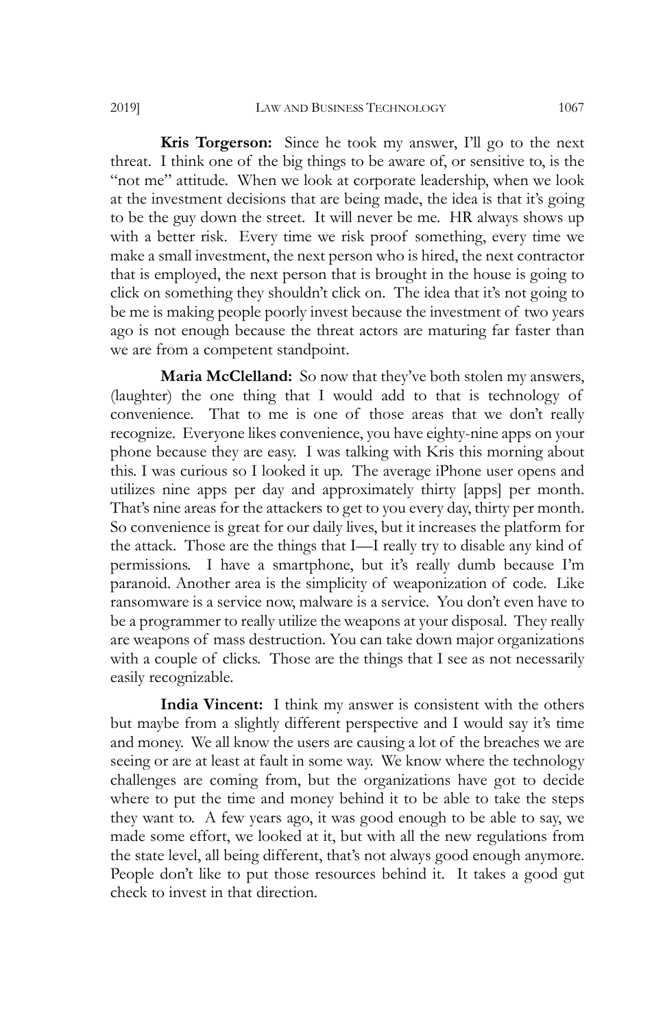**Kris Torgerson:** Since he took my answer, I'll go to the next threat. I think one of the big things to be aware of, or sensitive to, is the "not me" attitude. When we look at corporate leadership, when we look at the investment decisions that are being made, the idea is that it's going to be the guy down the street. It will never be me. HR always shows up with a better risk. Every time we risk proof something, every time we make a small investment, the next person who is hired, the next contractor that is employed, the next person that is brought in the house is going to click on something they shouldn't click on. The idea that it's not going to be me is making people poorly invest because the investment of two years ago is not enough because the threat actors are maturing far faster than we are from a competent standpoint.

**Maria McClelland:** So now that they've both stolen my answers, (laughter) the one thing that I would add to that is technology of convenience. That to me is one of those areas that we don't really recognize. Everyone likes convenience, you have eighty-nine apps on your phone because they are easy. I was talking with Kris this morning about this. I was curious so I looked it up. The average iPhone user opens and utilizes nine apps per day and approximately thirty [apps] per month. That's nine areas for the attackers to get to you every day, thirty per month. So convenience is great for our daily lives, but it increases the platform for the attack. Those are the things that I—I really try to disable any kind of permissions. I have a smartphone, but it's really dumb because I'm paranoid. Another area is the simplicity of weaponization of code. Like ransomware is a service now, malware is a service. You don't even have to be a programmer to really utilize the weapons at your disposal. They really are weapons of mass destruction. You can take down major organizations with a couple of clicks. Those are the things that I see as not necessarily easily recognizable.

**India Vincent:** I think my answer is consistent with the others but maybe from a slightly different perspective and I would say it's time and money. We all know the users are causing a lot of the breaches we are seeing or are at least at fault in some way. We know where the technology challenges are coming from, but the organizations have got to decide where to put the time and money behind it to be able to take the steps they want to. A few years ago, it was good enough to be able to say, we made some effort, we looked at it, but with all the new regulations from the state level, all being different, that's not always good enough anymore. People don't like to put those resources behind it. It takes a good gut check to invest in that direction.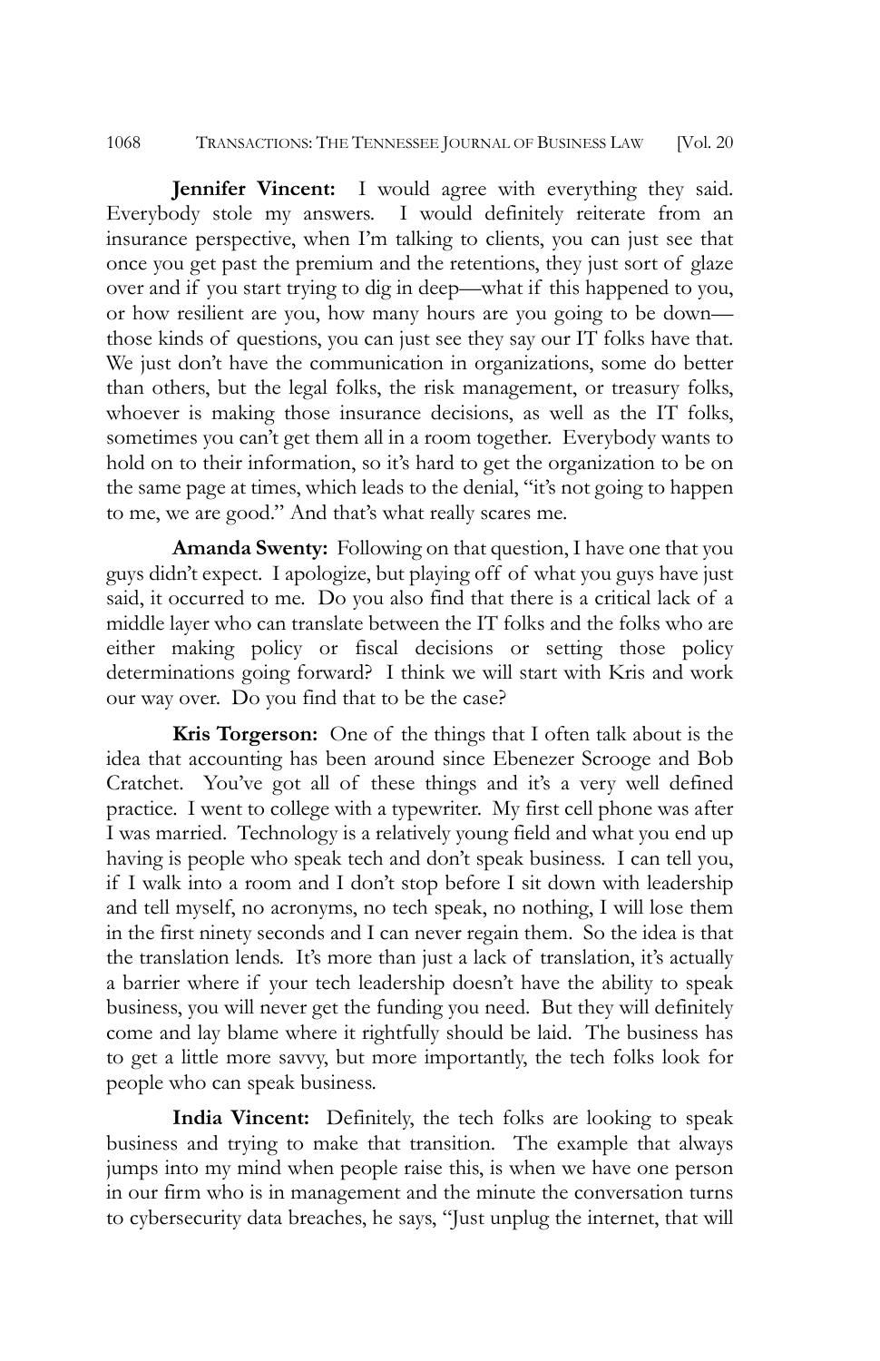**Jennifer Vincent:** I would agree with everything they said. Everybody stole my answers. I would definitely reiterate from an insurance perspective, when I'm talking to clients, you can just see that once you get past the premium and the retentions, they just sort of glaze over and if you start trying to dig in deep—what if this happened to you, or how resilient are you, how many hours are you going to be down—those kinds of questions, you can just see they say our IT folks have that. We just don't have the communication in organizations, some do better than others, but the legal folks, the risk management, or treasury folks, whoever is making those insurance decisions, as well as the IT folks, sometimes you can't get them all in a room together. Everybody wants to hold on to their information, so it's hard to get the organization to be on the same page at times, which leads to the denial, "it's not going to happen to me, we are good." And that's what really scares me.

**Amanda Swenty:** Following on that question, I have one that you guys didn't expect. I apologize, but playing off of what you guys have just said, it occurred to me. Do you also find that there is a critical lack of a middle layer who can translate between the IT folks and the folks who are either making policy or fiscal decisions or setting those policy determinations going forward? I think we will start with Kris and work our way over. Do you find that to be the case?

**Kris Torgerson:** One of the things that I often talk about is the idea that accounting has been around since Ebenezer Scrooge and Bob Cratchet. You've got all of these things and it's a very well defined practice. I went to college with a typewriter. My first cell phone was after I was married. Technology is a relatively young field and what you end up having is people who speak tech and don't speak business. I can tell you, if I walk into a room and I don't stop before I sit down with leadership and tell myself, no acronyms, no tech speak, no nothing, I will lose them in the first ninety seconds and I can never regain them. So the idea is that the translation lends. It's more than just a lack of translation, it's actually a barrier where if your tech leadership doesn't have the ability to speak business, you will never get the funding you need. But they will definitely come and lay blame where it rightfully should be laid. The business has to get a little more savvy, but more importantly, the tech folks look for people who can speak business.

**India Vincent:** Definitely, the tech folks are looking to speak business and trying to make that transition. The example that always jumps into my mind when people raise this, is when we have one person in our firm who is in management and the minute the conversation turns to cybersecurity data breaches, he says, "Just unplug the internet, that will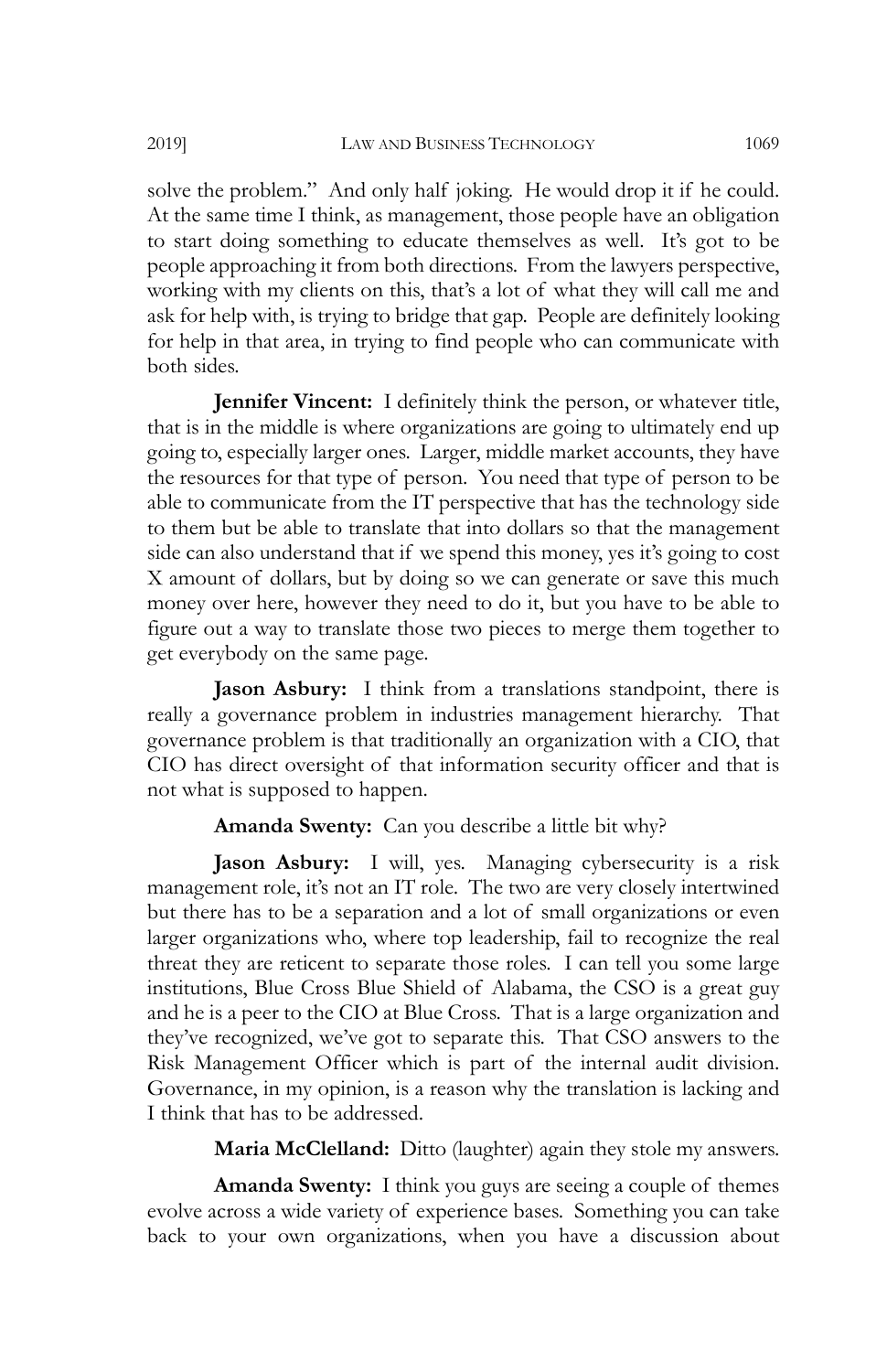solve the problem." And only half joking. He would drop it if he could. At the same time I think, as management, those people have an obligation to start doing something to educate themselves as well. It's got to be people approaching it from both directions. From the lawyers perspective, working with my clients on this, that's a lot of what they will call me and ask for help with, is trying to bridge that gap. People are definitely looking for help in that area, in trying to find people who can communicate with both sides.

**Jennifer Vincent:** I definitely think the person, or whatever title, that is in the middle is where organizations are going to ultimately end up going to, especially larger ones. Larger, middle market accounts, they have the resources for that type of person. You need that type of person to be able to communicate from the IT perspective that has the technology side to them but be able to translate that into dollars so that the management side can also understand that if we spend this money, yes it's going to cost X amount of dollars, but by doing so we can generate or save this much money over here, however they need to do it, but you have to be able to figure out a way to translate those two pieces to merge them together to get everybody on the same page.

**Jason Asbury:** I think from a translations standpoint, there is really a governance problem in industries management hierarchy. That governance problem is that traditionally an organization with a CIO, that CIO has direct oversight of that information security officer and that is not what is supposed to happen.

**Amanda Swenty:** Can you describe a little bit why?

**Jason Asbury:** I will, yes. Managing cybersecurity is a risk management role, it's not an IT role. The two are very closely intertwined but there has to be a separation and a lot of small organizations or even larger organizations who, where top leadership, fail to recognize the real threat they are reticent to separate those roles. I can tell you some large institutions, Blue Cross Blue Shield of Alabama, the CSO is a great guy and he is a peer to the CIO at Blue Cross. That is a large organization and they've recognized, we've got to separate this. That CSO answers to the Risk Management Officer which is part of the internal audit division. Governance, in my opinion, is a reason why the translation is lacking and I think that has to be addressed.

**Maria McClelland:** Ditto (laughter) again they stole my answers.

**Amanda Swenty:** I think you guys are seeing a couple of themes evolve across a wide variety of experience bases. Something you can take back to your own organizations, when you have a discussion about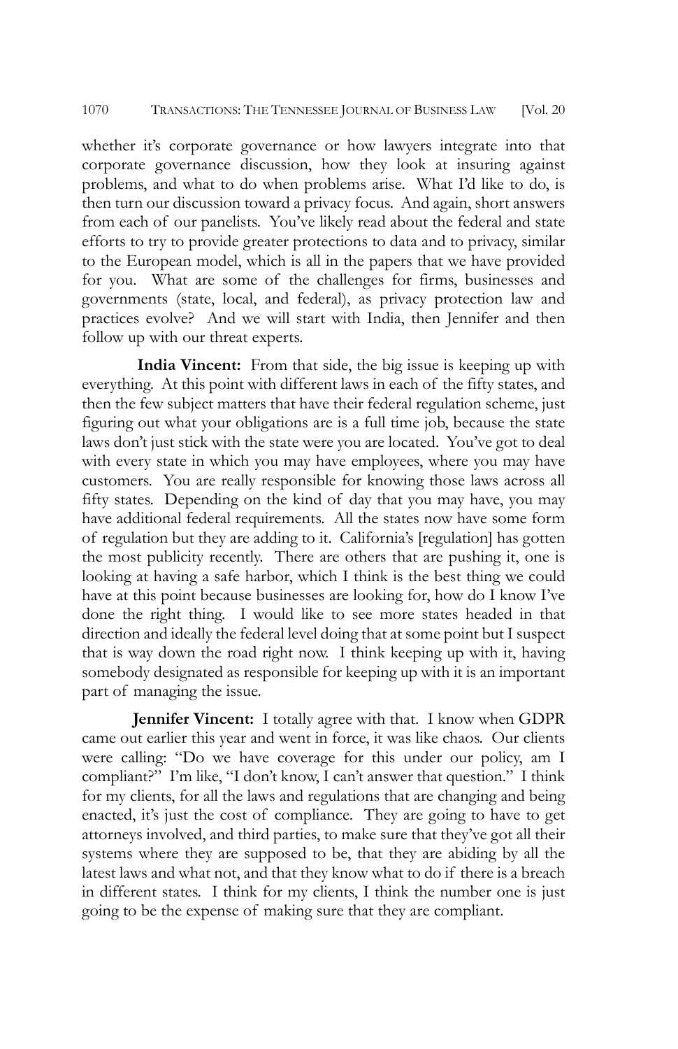whether it's corporate governance or how lawyers integrate into that corporate governance discussion, how they look at insuring against problems, and what to do when problems arise. What I'd like to do, is then turn our discussion toward a privacy focus. And again, short answers from each of our panelists. You've likely read about the federal and state efforts to try to provide greater protections to data and to privacy, similar to the European model, which is all in the papers that we have provided for you. What are some of the challenges for firms, businesses and governments (state, local, and federal), as privacy protection law and practices evolve? And we will start with India, then Jennifer and then follow up with our threat experts.

**India Vincent:** From that side, the big issue is keeping up with everything. At this point with different laws in each of the fifty states, and then the few subject matters that have their federal regulation scheme, just figuring out what your obligations are is a full time job, because the state laws don't just stick with the state were you are located. You've got to deal with every state in which you may have employees, where you may have customers. You are really responsible for knowing those laws across all fifty states. Depending on the kind of day that you may have, you may have additional federal requirements. All the states now have some form of regulation but they are adding to it. California's [regulation] has gotten the most publicity recently. There are others that are pushing it, one is looking at having a safe harbor, which I think is the best thing we could have at this point because businesses are looking for, how do I know I've done the right thing. I would like to see more states headed in that direction and ideally the federal level doing that at some point but I suspect that is way down the road right now. I think keeping up with it, having somebody designated as responsible for keeping up with it is an important part of managing the issue.

**Jennifer Vincent:** I totally agree with that. I know when GDPR came out earlier this year and went in force, it was like chaos. Our clients were calling: "Do we have coverage for this under our policy, am I compliant?" I'm like, "I don't know, I can't answer that question." I think for my clients, for all the laws and regulations that are changing and being enacted, it's just the cost of compliance. They are going to have to get attorneys involved, and third parties, to make sure that they've got all their systems where they are supposed to be, that they are abiding by all the latest laws and what not, and that they know what to do if there is a breach in different states. I think for my clients, I think the number one is just going to be the expense of making sure that they are compliant.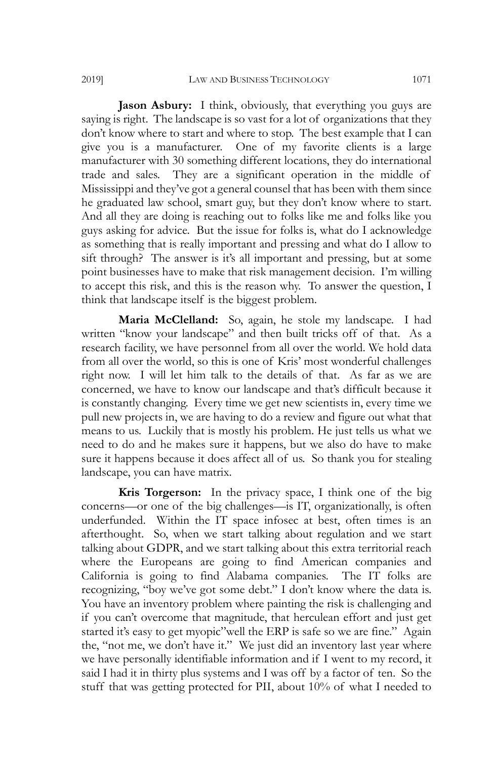**Jason Asbury:** I think, obviously, that everything you guys are saying is right. The landscape is so vast for a lot of organizations that they don't know where to start and where to stop. The best example that I can give you is a manufacturer. One of my favorite clients is a large manufacturer with 30 something different locations, they do international trade and sales. They are a significant operation in the middle of Mississippi and they've got a general counsel that has been with them since he graduated law school, smart guy, but they don't know where to start. And all they are doing is reaching out to folks like me and folks like you guys asking for advice. But the issue for folks is, what do I acknowledge as something that is really important and pressing and what do I allow to sift through? The answer is it's all important and pressing, but at some point businesses have to make that risk management decision. I'm willing to accept this risk, and this is the reason why. To answer the question, I think that landscape itself is the biggest problem.

**Maria McClelland:** So, again, he stole my landscape. I had written "know your landscape" and then built tricks off of that. As a research facility, we have personnel from all over the world. We hold data from all over the world, so this is one of Kris' most wonderful challenges right now. I will let him talk to the details of that. As far as we are concerned, we have to know our landscape and that's difficult because it is constantly changing. Every time we get new scientists in, every time we pull new projects in, we are having to do a review and figure out what that means to us. Luckily that is mostly his problem. He just tells us what we need to do and he makes sure it happens, but we also do have to make sure it happens because it does affect all of us. So thank you for stealing landscape, you can have matrix.

**Kris Torgerson:** In the privacy space, I think one of the big concerns—or one of the big challenges—is IT, organizationally, is often underfunded. Within the IT space infosec at best, often times is an afterthought. So, when we start talking about regulation and we start talking about GDPR, and we start talking about this extra territorial reach where the Europeans are going to find American companies and California is going to find Alabama companies. The IT folks are recognizing, "boy we've got some debt." I don't know where the data is. You have an inventory problem where painting the risk is challenging and if you can't overcome that magnitude, that herculean effort and just get started it's easy to get myopic"well the ERP is safe so we are fine." Again the, "not me, we don't have it." We just did an inventory last year where we have personally identifiable information and if I went to my record, it said I had it in thirty plus systems and I was off by a factor of ten. So the stuff that was getting protected for PII, about 10% of what I needed to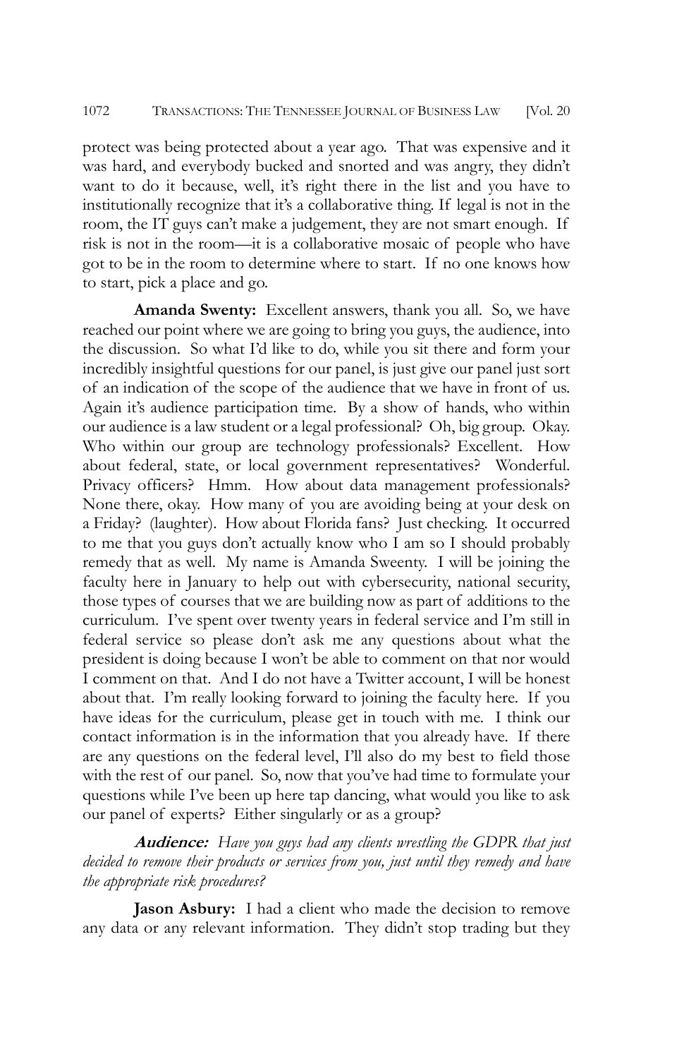protect was being protected about a year ago. That was expensive and it was hard, and everybody bucked and snorted and was angry, they didn't want to do it because, well, it's right there in the list and you have to institutionally recognize that it's a collaborative thing. If legal is not in the room, the IT guys can't make a judgement, they are not smart enough. If risk is not in the room—it is a collaborative mosaic of people who have got to be in the room to determine where to start. If no one knows how to start, pick a place and go.

**Amanda Swenty:** Excellent answers, thank you all. So, we have reached our point where we are going to bring you guys, the audience, into the discussion. So what I'd like to do, while you sit there and form your incredibly insightful questions for our panel, is just give our panel just sort of an indication of the scope of the audience that we have in front of us. Again it's audience participation time. By a show of hands, who within our audience is a law student or a legal professional? Oh, big group. Okay. Who within our group are technology professionals? Excellent. How about federal, state, or local government representatives? Wonderful. Privacy officers? Hmm. How about data management professionals? None there, okay. How many of you are avoiding being at your desk on a Friday? (laughter). How about Florida fans? Just checking. It occurred to me that you guys don't actually know who I am so I should probably remedy that as well. My name is Amanda Sweenty. I will be joining the faculty here in January to help out with cybersecurity, national security, those types of courses that we are building now as part of additions to the curriculum. I've spent over twenty years in federal service and I'm still in federal service so please don't ask me any questions about what the president is doing because I won't be able to comment on that nor would I comment on that. And I do not have a Twitter account, I will be honest about that. I'm really looking forward to joining the faculty here. If you have ideas for the curriculum, please get in touch with me. I think our contact information is in the information that you already have. If there are any questions on the federal level, I'll also do my best to field those with the rest of our panel. So, now that you've had time to formulate your questions while I've been up here tap dancing, what would you like to ask our panel of experts? Either singularly or as a group?

***Audience:*** *Have you guys had any clients wrestling the GDPR that just decided to remove their products or services from you, just until they remedy and have the appropriate risk procedures?*

**Jason Asbury:** I had a client who made the decision to remove any data or any relevant information. They didn't stop trading but they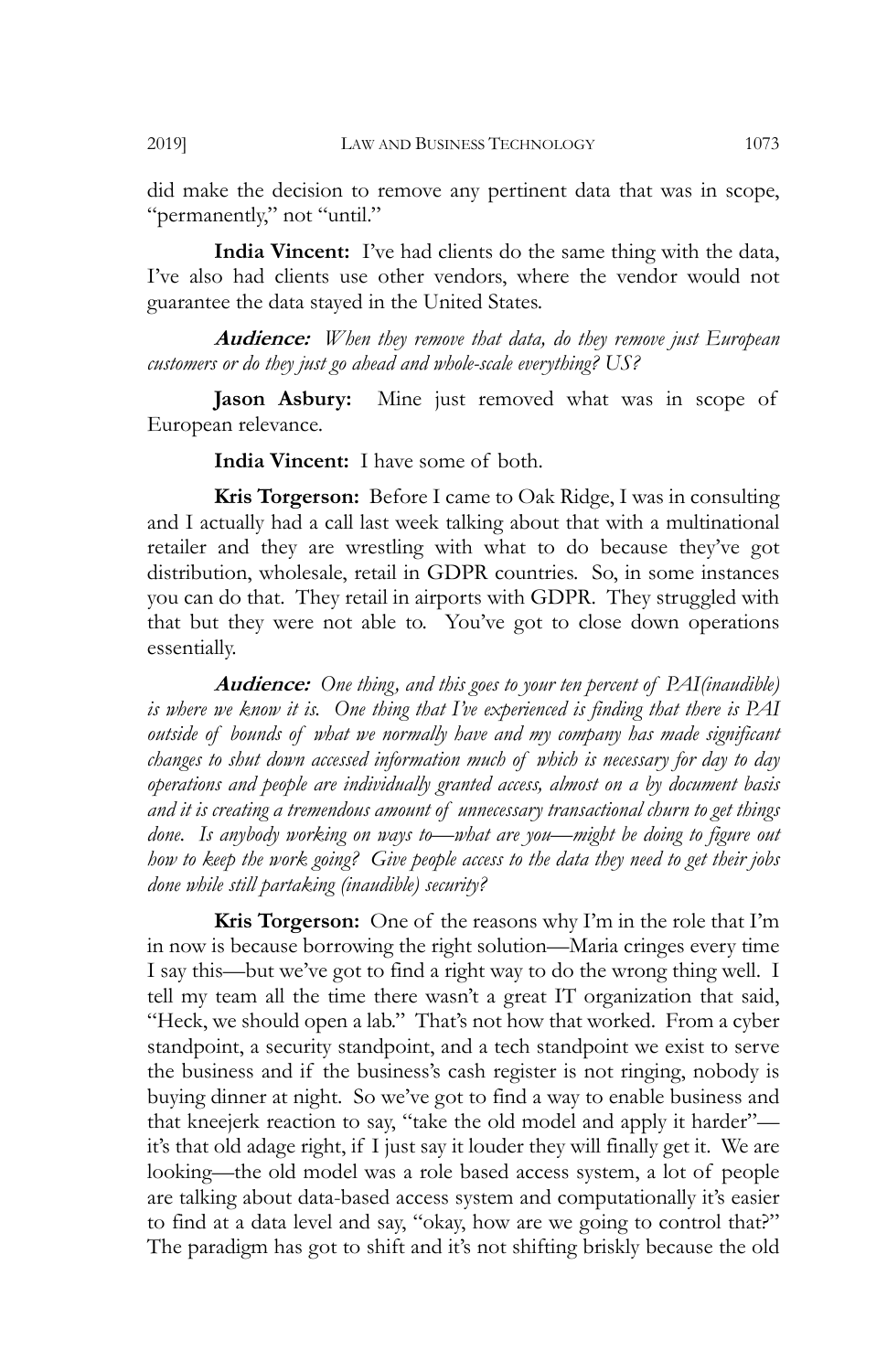did make the decision to remove any pertinent data that was in scope, "permanently," not "until."

**India Vincent:** I've had clients do the same thing with the data, I've also had clients use other vendors, where the vendor would not guarantee the data stayed in the United States.

***Audience:*** *When they remove that data, do they remove just European customers or do they just go ahead and whole-scale everything? US?*

**Jason Asbury:** Mine just removed what was in scope of European relevance.

**India Vincent:** I have some of both.

**Kris Torgerson:** Before I came to Oak Ridge, I was in consulting and I actually had a call last week talking about that with a multinational retailer and they are wrestling with what to do because they've got distribution, wholesale, retail in GDPR countries. So, in some instances you can do that. They retail in airports with GDPR. They struggled with that but they were not able to. You've got to close down operations essentially.

***Audience:*** *One thing, and this goes to your ten percent of PAI(inaudible) is where we know it is. One thing that I've experienced is finding that there is PAI outside of bounds of what we normally have and my company has made significant changes to shut down accessed information much of which is necessary for day to day operations and people are individually granted access, almost on a by document basis and it is creating a tremendous amount of unnecessary transactional churn to get things done. Is anybody working on ways to—what are you—might be doing to figure out how to keep the work going? Give people access to the data they need to get their jobs done while still partaking (inaudible) security?*

**Kris Torgerson:** One of the reasons why I'm in the role that I'm in now is because borrowing the right solution—Maria cringes every time I say this—but we've got to find a right way to do the wrong thing well. I tell my team all the time there wasn't a great IT organization that said, "Heck, we should open a lab." That's not how that worked. From a cyber standpoint, a security standpoint, and a tech standpoint we exist to serve the business and if the business's cash register is not ringing, nobody is buying dinner at night. So we've got to find a way to enable business and that kneejerk reaction to say, "take the old model and apply it harder"—it's that old adage right, if I just say it louder they will finally get it. We are looking—the old model was a role based access system, a lot of people are talking about data-based access system and computationally it's easier to find at a data level and say, "okay, how are we going to control that?" The paradigm has got to shift and it's not shifting briskly because the old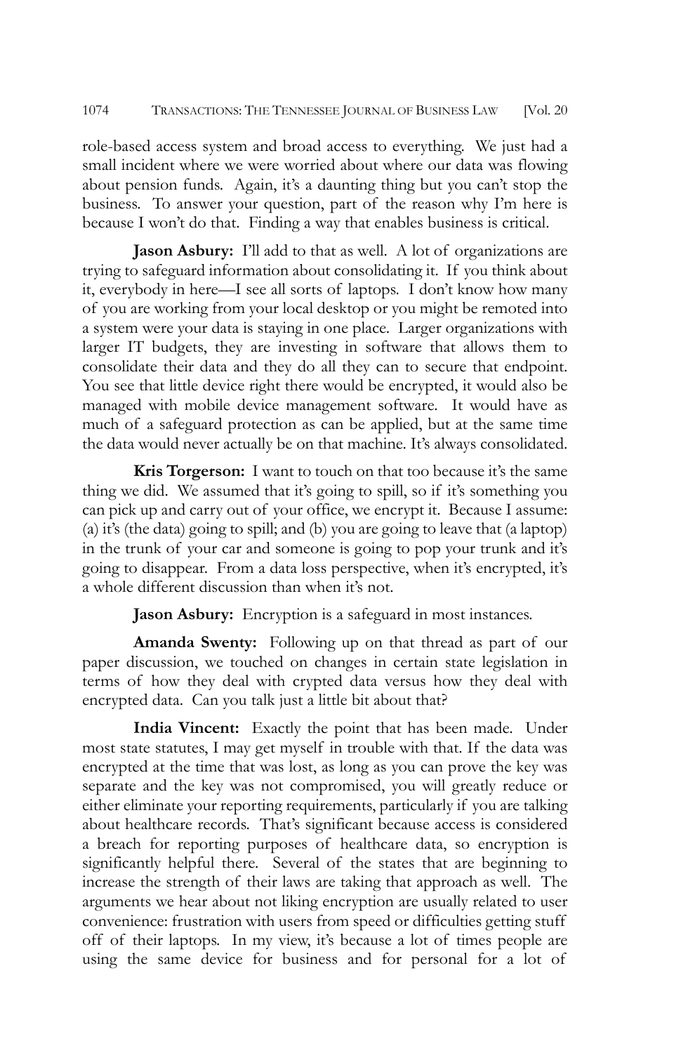role-based access system and broad access to everything. We just had a small incident where we were worried about where our data was flowing about pension funds. Again, it's a daunting thing but you can't stop the business. To answer your question, part of the reason why I'm here is because I won't do that. Finding a way that enables business is critical.

**Jason Asbury:** I'll add to that as well. A lot of organizations are trying to safeguard information about consolidating it. If you think about it, everybody in here—I see all sorts of laptops. I don't know how many of you are working from your local desktop or you might be remoted into a system were your data is staying in one place. Larger organizations with larger IT budgets, they are investing in software that allows them to consolidate their data and they do all they can to secure that endpoint. You see that little device right there would be encrypted, it would also be managed with mobile device management software. It would have as much of a safeguard protection as can be applied, but at the same time the data would never actually be on that machine. It's always consolidated.

**Kris Torgerson:** I want to touch on that too because it's the same thing we did. We assumed that it's going to spill, so if it's something you can pick up and carry out of your office, we encrypt it. Because I assume: (a) it's (the data) going to spill; and (b) you are going to leave that (a laptop) in the trunk of your car and someone is going to pop your trunk and it's going to disappear. From a data loss perspective, when it's encrypted, it's a whole different discussion than when it's not.

**Jason Asbury:** Encryption is a safeguard in most instances.

**Amanda Swenty:** Following up on that thread as part of our paper discussion, we touched on changes in certain state legislation in terms of how they deal with crypted data versus how they deal with encrypted data. Can you talk just a little bit about that?

**India Vincent:** Exactly the point that has been made. Under most state statutes, I may get myself in trouble with that. If the data was encrypted at the time that was lost, as long as you can prove the key was separate and the key was not compromised, you will greatly reduce or either eliminate your reporting requirements, particularly if you are talking about healthcare records. That's significant because access is considered a breach for reporting purposes of healthcare data, so encryption is significantly helpful there. Several of the states that are beginning to increase the strength of their laws are taking that approach as well. The arguments we hear about not liking encryption are usually related to user convenience: frustration with users from speed or difficulties getting stuff off of their laptops. In my view, it's because a lot of times people are using the same device for business and for personal for a lot of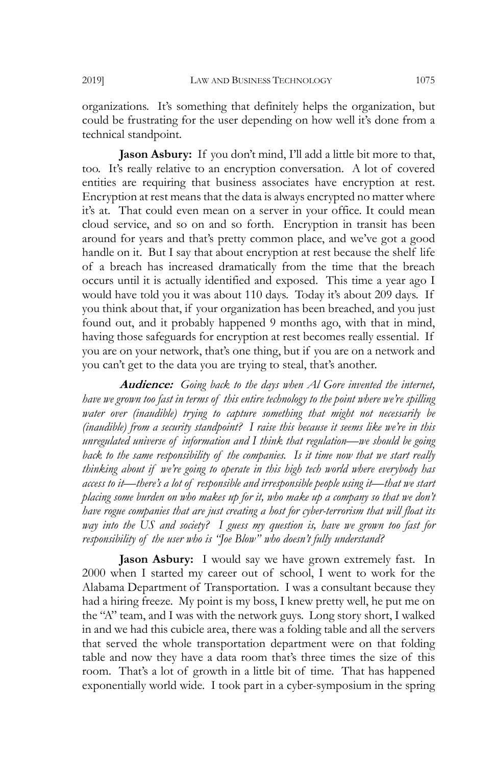organizations. It's something that definitely helps the organization, but could be frustrating for the user depending on how well it's done from a technical standpoint.

**Jason Asbury:** If you don't mind, I'll add a little bit more to that, too. It's really relative to an encryption conversation. A lot of covered entities are requiring that business associates have encryption at rest. Encryption at rest means that the data is always encrypted no matter where it's at. That could even mean on a server in your office. It could mean cloud service, and so on and so forth. Encryption in transit has been around for years and that's pretty common place, and we've got a good handle on it. But I say that about encryption at rest because the shelf life of a breach has increased dramatically from the time that the breach occurs until it is actually identified and exposed. This time a year ago I would have told you it was about 110 days. Today it's about 209 days. If you think about that, if your organization has been breached, and you just found out, and it probably happened 9 months ago, with that in mind, having those safeguards for encryption at rest becomes really essential. If you are on your network, that's one thing, but if you are on a network and you can't get to the data you are trying to steal, that's another.

***Audience:*** *Going back to the days when Al Gore invented the internet, have we grown too fast in terms of this entire technology to the point where we're spilling water over (inaudible) trying to capture something that might not necessarily be (inaudible) from a security standpoint? I raise this because it seems like we're in this unregulated universe of information and I think that regulation—we should be going back to the same responsibility of the companies. Is it time now that we start really thinking about if we're going to operate in this high tech world where everybody has access to it—there's a lot of responsible and irresponsible people using it—that we start placing some burden on who makes up for it, who make up a company so that we don't have rogue companies that are just creating a host for cyber-terrorism that will float its way into the US and society? I guess my question is, have we grown too fast for responsibility of the user who is "Joe Blow" who doesn't fully understand?*

**Jason Asbury:** I would say we have grown extremely fast. In 2000 when I started my career out of school, I went to work for the Alabama Department of Transportation. I was a consultant because they had a hiring freeze. My point is my boss, I knew pretty well, he put me on the "A" team, and I was with the network guys. Long story short, I walked in and we had this cubicle area, there was a folding table and all the servers that served the whole transportation department were on that folding table and now they have a data room that's three times the size of this room. That's a lot of growth in a little bit of time. That has happened exponentially world wide. I took part in a cyber-symposium in the spring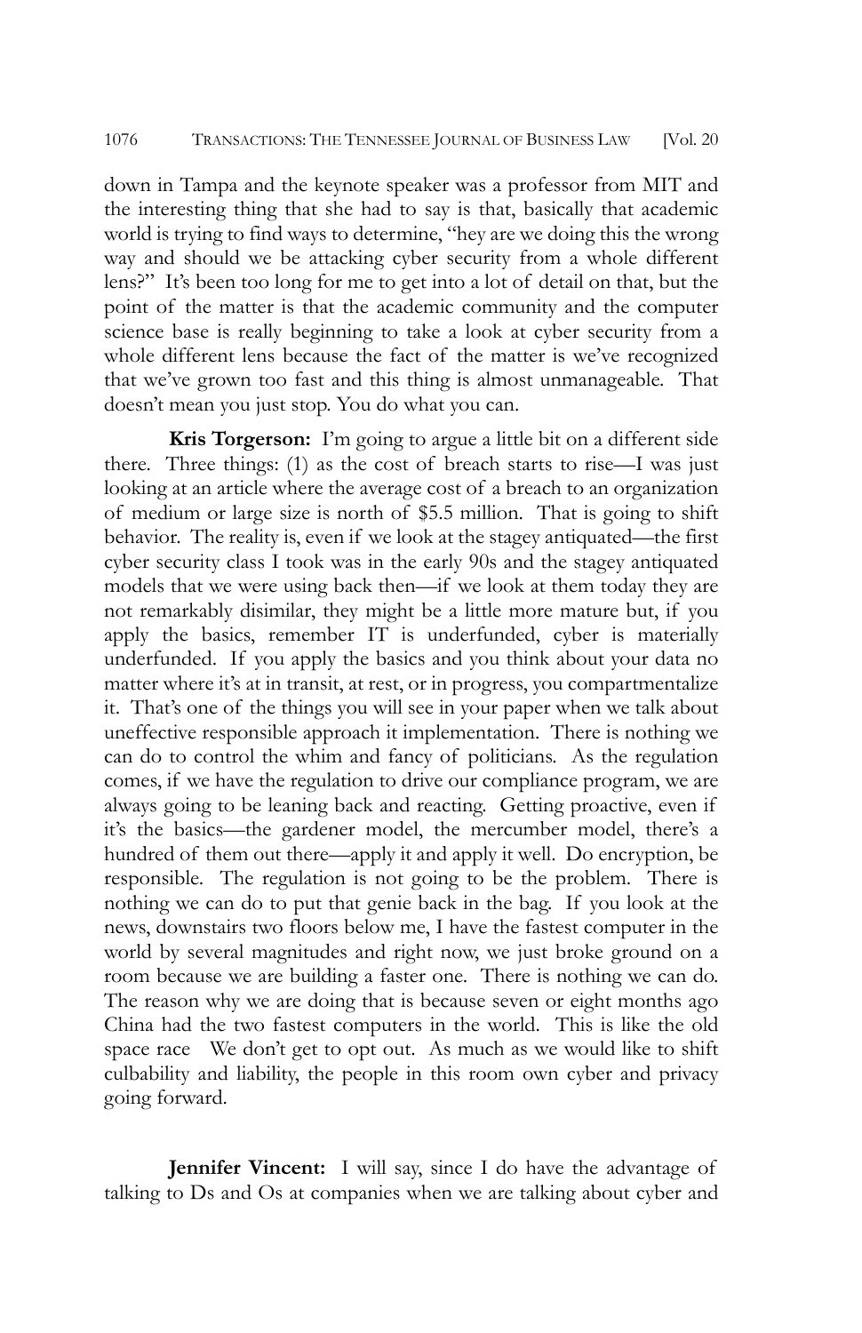down in Tampa and the keynote speaker was a professor from MIT and the interesting thing that she had to say is that, basically that academic world is trying to find ways to determine, "hey are we doing this the wrong way and should we be attacking cyber security from a whole different lens?" It's been too long for me to get into a lot of detail on that, but the point of the matter is that the academic community and the computer science base is really beginning to take a look at cyber security from a whole different lens because the fact of the matter is we've recognized that we've grown too fast and this thing is almost unmanageable. That doesn't mean you just stop. You do what you can.

**Kris Torgerson:** I'm going to argue a little bit on a different side there. Three things: (1) as the cost of breach starts to rise—I was just looking at an article where the average cost of a breach to an organization of medium or large size is north of $5.5 million. That is going to shift behavior. The reality is, even if we look at the stagey antiquated—the first cyber security class I took was in the early 90s and the stagey antiquated models that we were using back then—if we look at them today they are not remarkably disimilar, they might be a little more mature but, if you apply the basics, remember IT is underfunded, cyber is materially underfunded. If you apply the basics and you think about your data no matter where it's at in transit, at rest, or in progress, you compartmentalize it. That's one of the things you will see in your paper when we talk about uneffective responsible approach it implementation. There is nothing we can do to control the whim and fancy of politicians. As the regulation comes, if we have the regulation to drive our compliance program, we are always going to be leaning back and reacting. Getting proactive, even if it's the basics—the gardener model, the mercumber model, there's a hundred of them out there—apply it and apply it well. Do encryption, be responsible. The regulation is not going to be the problem. There is nothing we can do to put that genie back in the bag. If you look at the news, downstairs two floors below me, I have the fastest computer in the world by several magnitudes and right now, we just broke ground on a room because we are building a faster one. There is nothing we can do. The reason why we are doing that is because seven or eight months ago China had the two fastest computers in the world. This is like the old space race We don't get to opt out. As much as we would like to shift culbability and liability, the people in this room own cyber and privacy going forward.

**Jennifer Vincent:** I will say, since I do have the advantage of talking to Ds and Os at companies when we are talking about cyber and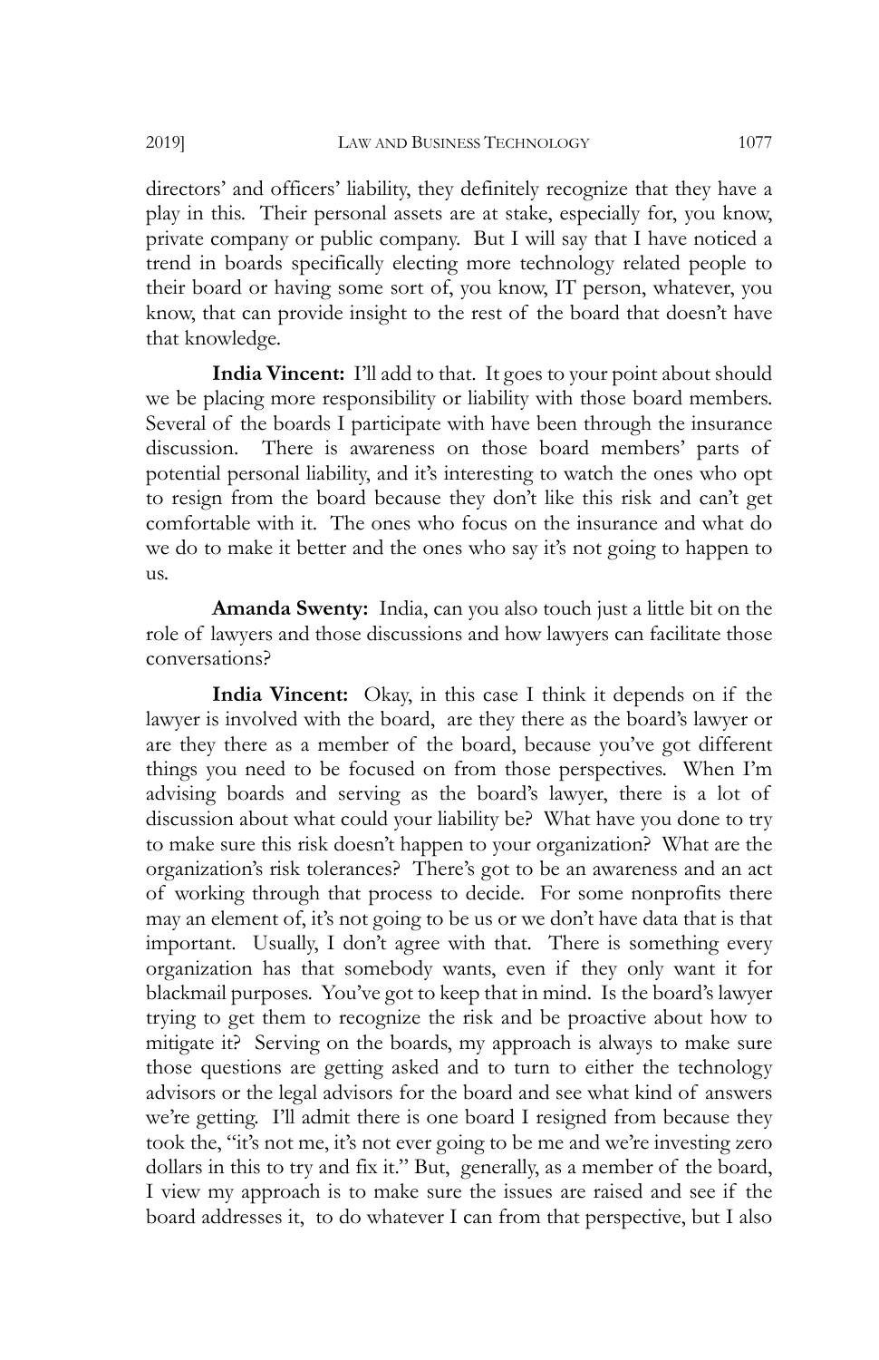directors' and officers' liability, they definitely recognize that they have a play in this. Their personal assets are at stake, especially for, you know, private company or public company. But I will say that I have noticed a trend in boards specifically electing more technology related people to their board or having some sort of, you know, IT person, whatever, you know, that can provide insight to the rest of the board that doesn't have that knowledge.

**India Vincent:** I'll add to that. It goes to your point about should we be placing more responsibility or liability with those board members. Several of the boards I participate with have been through the insurance discussion. There is awareness on those board members' parts of potential personal liability, and it's interesting to watch the ones who opt to resign from the board because they don't like this risk and can't get comfortable with it. The ones who focus on the insurance and what do we do to make it better and the ones who say it's not going to happen to us.

**Amanda Swenty:** India, can you also touch just a little bit on the role of lawyers and those discussions and how lawyers can facilitate those conversations?

**India Vincent:** Okay, in this case I think it depends on if the lawyer is involved with the board, are they there as the board's lawyer or are they there as a member of the board, because you've got different things you need to be focused on from those perspectives. When I'm advising boards and serving as the board's lawyer, there is a lot of discussion about what could your liability be? What have you done to try to make sure this risk doesn't happen to your organization? What are the organization's risk tolerances? There's got to be an awareness and an act of working through that process to decide. For some nonprofits there may an element of, it's not going to be us or we don't have data that is that important. Usually, I don't agree with that. There is something every organization has that somebody wants, even if they only want it for blackmail purposes. You've got to keep that in mind. Is the board's lawyer trying to get them to recognize the risk and be proactive about how to mitigate it? Serving on the boards, my approach is always to make sure those questions are getting asked and to turn to either the technology advisors or the legal advisors for the board and see what kind of answers we're getting. I'll admit there is one board I resigned from because they took the, "it's not me, it's not ever going to be me and we're investing zero dollars in this to try and fix it." But, generally, as a member of the board, I view my approach is to make sure the issues are raised and see if the board addresses it, to do whatever I can from that perspective, but I also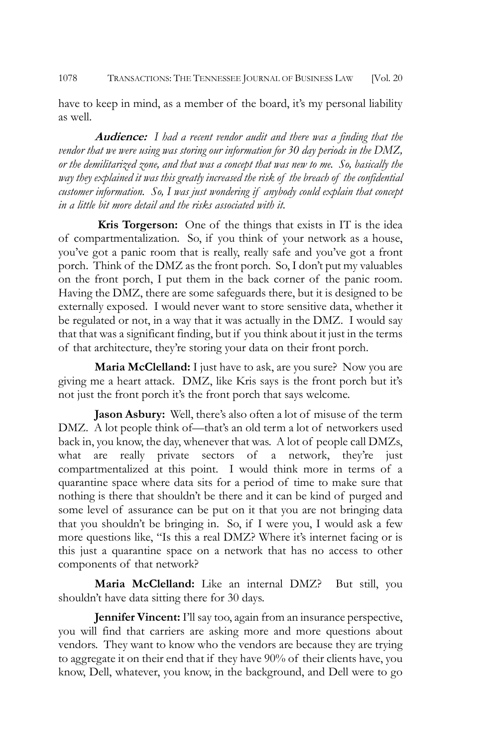have to keep in mind, as a member of the board, it's my personal liability as well.

***Audience:*** *I had a recent vendor audit and there was a finding that the vendor that we were using was storing our information for 30 day periods in the DMZ, or the demilitarized zone, and that was a concept that was new to me. So, basically the way they explained it was this greatly increased the risk of the breach of the confidential customer information. So, I was just wondering if anybody could explain that concept in a little bit more detail and the risks associated with it.*

**Kris Torgerson:** One of the things that exists in IT is the idea of compartmentalization. So, if you think of your network as a house, you've got a panic room that is really, really safe and you've got a front porch. Think of the DMZ as the front porch. So, I don't put my valuables on the front porch, I put them in the back corner of the panic room. Having the DMZ, there are some safeguards there, but it is designed to be externally exposed. I would never want to store sensitive data, whether it be regulated or not, in a way that it was actually in the DMZ. I would say that that was a significant finding, but if you think about it just in the terms of that architecture, they're storing your data on their front porch.

**Maria McClelland:** I just have to ask, are you sure? Now you are giving me a heart attack. DMZ, like Kris says is the front porch but it's not just the front porch it's the front porch that says welcome.

**Jason Asbury:** Well, there's also often a lot of misuse of the term DMZ. A lot people think of—that's an old term a lot of networkers used back in, you know, the day, whenever that was. A lot of people call DMZs, what are really private sectors of a network, they're just compartmentalized at this point. I would think more in terms of a quarantine space where data sits for a period of time to make sure that nothing is there that shouldn't be there and it can be kind of purged and some level of assurance can be put on it that you are not bringing data that you shouldn't be bringing in. So, if I were you, I would ask a few more questions like, "Is this a real DMZ? Where it's internet facing or is this just a quarantine space on a network that has no access to other components of that network?

**Maria McClelland:** Like an internal DMZ? But still, you shouldn't have data sitting there for 30 days.

**Jennifer Vincent:** I'll say too, again from an insurance perspective, you will find that carriers are asking more and more questions about vendors. They want to know who the vendors are because they are trying to aggregate it on their end that if they have 90% of their clients have, you know, Dell, whatever, you know, in the background, and Dell were to go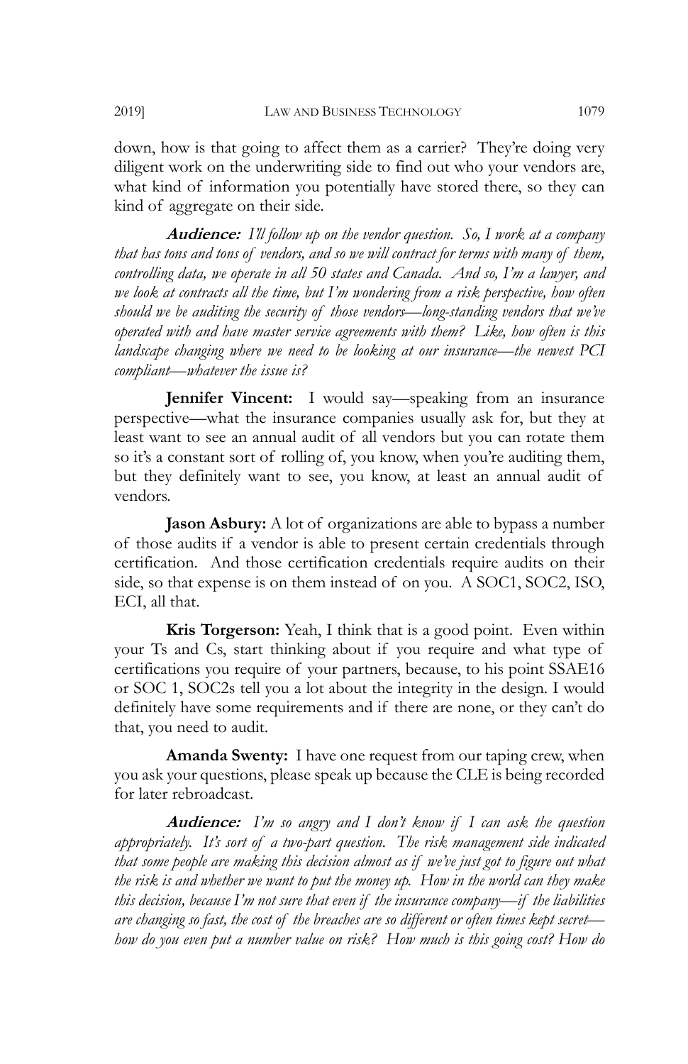down, how is that going to affect them as a carrier? They're doing very diligent work on the underwriting side to find out who your vendors are, what kind of information you potentially have stored there, so they can kind of aggregate on their side.

***Audience:*** *I'll follow up on the vendor question. So, I work at a company that has tons and tons of vendors, and so we will contract for terms with many of them, controlling data, we operate in all 50 states and Canada. And so, I'm a lawyer, and we look at contracts all the time, but I'm wondering from a risk perspective, how often should we be auditing the security of those vendors—long-standing vendors that we've operated with and have master service agreements with them? Like, how often is this landscape changing where we need to be looking at our insurance—the newest PCI compliant—whatever the issue is?*

**Jennifer Vincent:** I would say—speaking from an insurance perspective—what the insurance companies usually ask for, but they at least want to see an annual audit of all vendors but you can rotate them so it's a constant sort of rolling of, you know, when you're auditing them, but they definitely want to see, you know, at least an annual audit of vendors.

**Jason Asbury:** A lot of organizations are able to bypass a number of those audits if a vendor is able to present certain credentials through certification. And those certification credentials require audits on their side, so that expense is on them instead of on you. A SOC1, SOC2, ISO, ECI, all that.

**Kris Torgerson:** Yeah, I think that is a good point. Even within your Ts and Cs, start thinking about if you require and what type of certifications you require of your partners, because, to his point SSAE16 or SOC 1, SOC2s tell you a lot about the integrity in the design. I would definitely have some requirements and if there are none, or they can't do that, you need to audit.

**Amanda Swenty:** I have one request from our taping crew, when you ask your questions, please speak up because the CLE is being recorded for later rebroadcast.

***Audience:*** *I'm so angry and I don't know if I can ask the question appropriately. It's sort of a two-part question. The risk management side indicated that some people are making this decision almost as if we've just got to figure out what the risk is and whether we want to put the money up. How in the world can they make this decision, because I'm not sure that even if the insurance company—if the liabilities are changing so fast, the cost of the breaches are so different or often times kept secret—how do you even put a number value on risk? How much is this going cost? How do*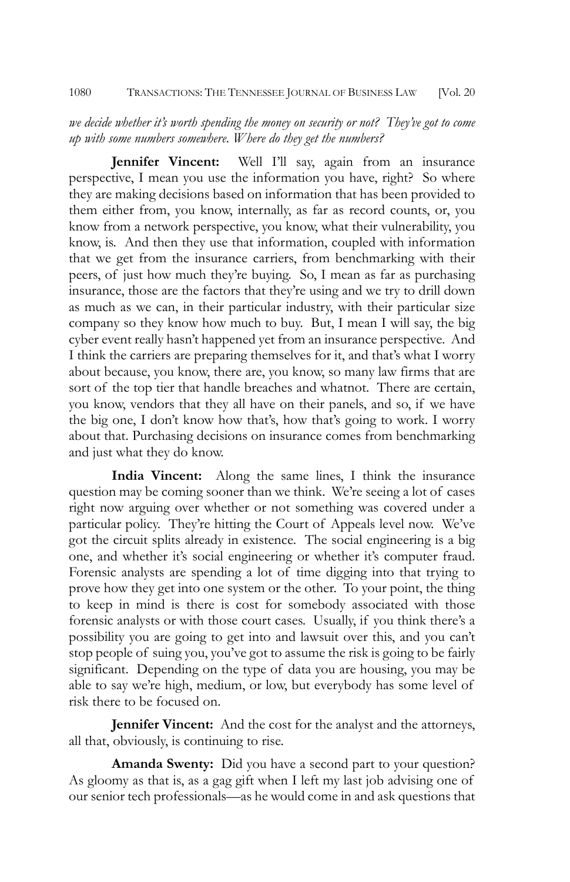*we decide whether it's worth spending the money on security or not? They've got to come up with some numbers somewhere. Where do they get the numbers?*

**Jennifer Vincent:** Well I'll say, again from an insurance perspective, I mean you use the information you have, right? So where they are making decisions based on information that has been provided to them either from, you know, internally, as far as record counts, or, you know from a network perspective, you know, what their vulnerability, you know, is. And then they use that information, coupled with information that we get from the insurance carriers, from benchmarking with their peers, of just how much they're buying. So, I mean as far as purchasing insurance, those are the factors that they're using and we try to drill down as much as we can, in their particular industry, with their particular size company so they know how much to buy. But, I mean I will say, the big cyber event really hasn't happened yet from an insurance perspective. And I think the carriers are preparing themselves for it, and that's what I worry about because, you know, there are, you know, so many law firms that are sort of the top tier that handle breaches and whatnot. There are certain, you know, vendors that they all have on their panels, and so, if we have the big one, I don't know how that's, how that's going to work. I worry about that. Purchasing decisions on insurance comes from benchmarking and just what they do know.

**India Vincent:** Along the same lines, I think the insurance question may be coming sooner than we think. We're seeing a lot of cases right now arguing over whether or not something was covered under a particular policy. They're hitting the Court of Appeals level now. We've got the circuit splits already in existence. The social engineering is a big one, and whether it's social engineering or whether it's computer fraud. Forensic analysts are spending a lot of time digging into that trying to prove how they get into one system or the other. To your point, the thing to keep in mind is there is cost for somebody associated with those forensic analysts or with those court cases. Usually, if you think there's a possibility you are going to get into and lawsuit over this, and you can't stop people of suing you, you've got to assume the risk is going to be fairly significant. Depending on the type of data you are housing, you may be able to say we're high, medium, or low, but everybody has some level of risk there to be focused on.

**Jennifer Vincent:** And the cost for the analyst and the attorneys, all that, obviously, is continuing to rise.

**Amanda Swenty:** Did you have a second part to your question? As gloomy as that is, as a gag gift when I left my last job advising one of our senior tech professionals—as he would come in and ask questions that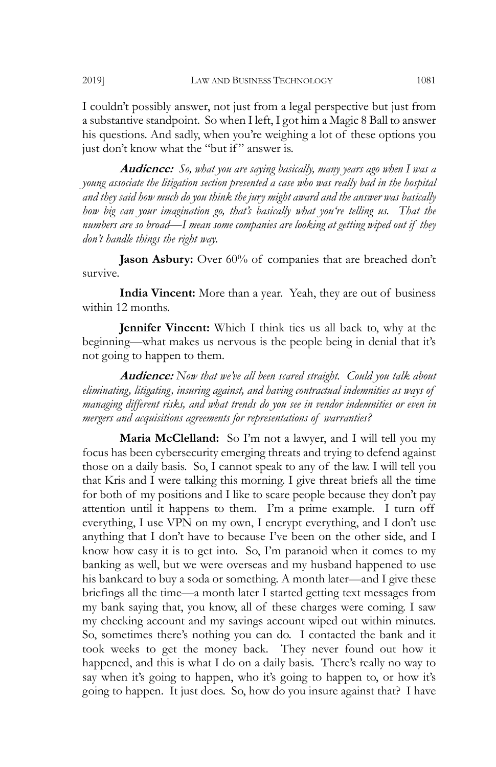I couldn't possibly answer, not just from a legal perspective but just from a substantive standpoint. So when I left, I got him a Magic 8 Ball to answer his questions. And sadly, when you're weighing a lot of these options you just don't know what the "but if" answer is.

***Audience:*** *So, what you are saying basically, many years ago when I was a young associate the litigation section presented a case who was really bad in the hospital and they said how much do you think the jury might award and the answer was basically how big can your imagination go, that's basically what you're telling us. That the numbers are so broad—I mean some companies are looking at getting wiped out if they don't handle things the right way.*

**Jason Asbury:** Over 60% of companies that are breached don't survive.

**India Vincent:** More than a year. Yeah, they are out of business within 12 months.

**Jennifer Vincent:** Which I think ties us all back to, why at the beginning—what makes us nervous is the people being in denial that it's not going to happen to them.

***Audience:*** *Now that we've all been scared straight. Could you talk about eliminating, litigating, insuring against, and having contractual indemnities as ways of managing different risks, and what trends do you see in vendor indemnities or even in mergers and acquisitions agreements for representations of warranties?*

**Maria McClelland:** So I'm not a lawyer, and I will tell you my focus has been cybersecurity emerging threats and trying to defend against those on a daily basis. So, I cannot speak to any of the law. I will tell you that Kris and I were talking this morning. I give threat briefs all the time for both of my positions and I like to scare people because they don't pay attention until it happens to them. I'm a prime example. I turn off everything, I use VPN on my own, I encrypt everything, and I don't use anything that I don't have to because I've been on the other side, and I know how easy it is to get into. So, I'm paranoid when it comes to my banking as well, but we were overseas and my husband happened to use his bankcard to buy a soda or something. A month later—and I give these briefings all the time—a month later I started getting text messages from my bank saying that, you know, all of these charges were coming. I saw my checking account and my savings account wiped out within minutes. So, sometimes there's nothing you can do. I contacted the bank and it took weeks to get the money back. They never found out how it happened, and this is what I do on a daily basis. There's really no way to say when it's going to happen, who it's going to happen to, or how it's going to happen. It just does. So, how do you insure against that? I have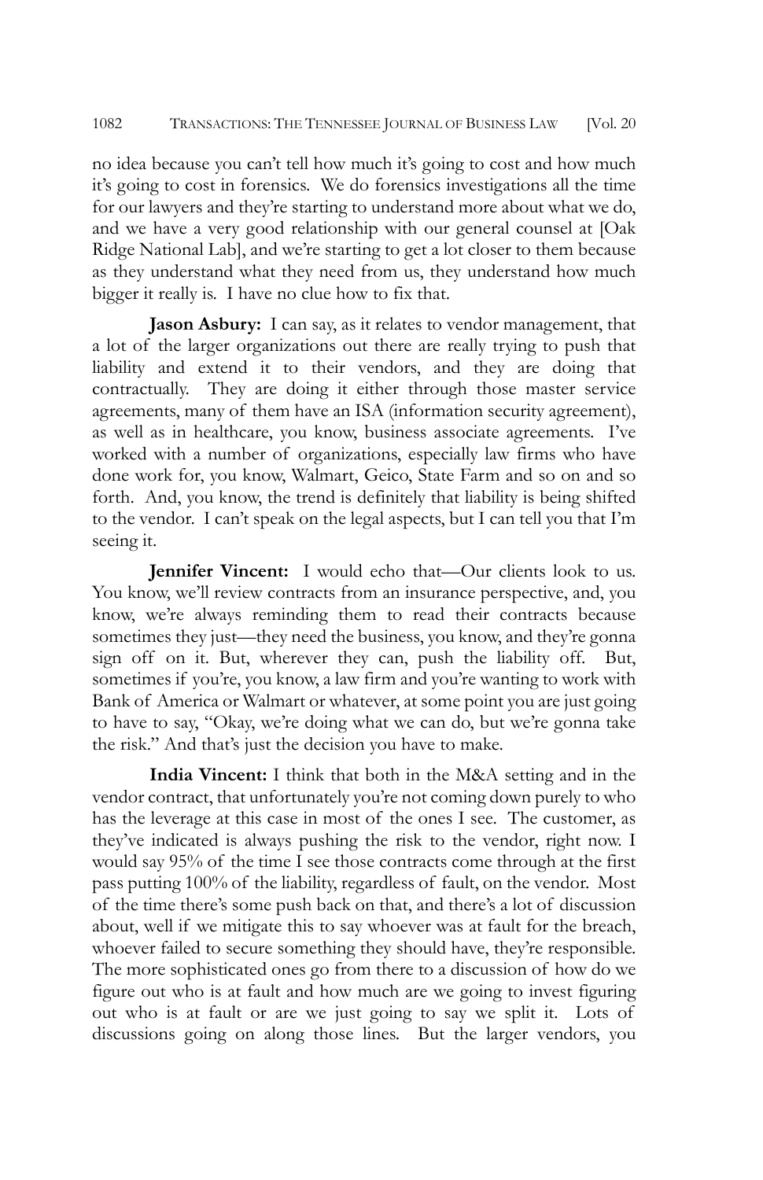no idea because you can't tell how much it's going to cost and how much it's going to cost in forensics. We do forensics investigations all the time for our lawyers and they're starting to understand more about what we do, and we have a very good relationship with our general counsel at [Oak Ridge National Lab], and we're starting to get a lot closer to them because as they understand what they need from us, they understand how much bigger it really is. I have no clue how to fix that.

**Jason Asbury:** I can say, as it relates to vendor management, that a lot of the larger organizations out there are really trying to push that liability and extend it to their vendors, and they are doing that contractually. They are doing it either through those master service agreements, many of them have an ISA (information security agreement), as well as in healthcare, you know, business associate agreements. I've worked with a number of organizations, especially law firms who have done work for, you know, Walmart, Geico, State Farm and so on and so forth. And, you know, the trend is definitely that liability is being shifted to the vendor. I can't speak on the legal aspects, but I can tell you that I'm seeing it.

**Jennifer Vincent:** I would echo that—Our clients look to us. You know, we'll review contracts from an insurance perspective, and, you know, we're always reminding them to read their contracts because sometimes they just—they need the business, you know, and they're gonna sign off on it. But, wherever they can, push the liability off. But, sometimes if you're, you know, a law firm and you're wanting to work with Bank of America or Walmart or whatever, at some point you are just going to have to say, "Okay, we're doing what we can do, but we're gonna take the risk." And that's just the decision you have to make.

**India Vincent:** I think that both in the M&A setting and in the vendor contract, that unfortunately you're not coming down purely to who has the leverage at this case in most of the ones I see. The customer, as they've indicated is always pushing the risk to the vendor, right now. I would say 95% of the time I see those contracts come through at the first pass putting 100% of the liability, regardless of fault, on the vendor. Most of the time there's some push back on that, and there's a lot of discussion about, well if we mitigate this to say whoever was at fault for the breach, whoever failed to secure something they should have, they're responsible. The more sophisticated ones go from there to a discussion of how do we figure out who is at fault and how much are we going to invest figuring out who is at fault or are we just going to say we split it. Lots of discussions going on along those lines. But the larger vendors, you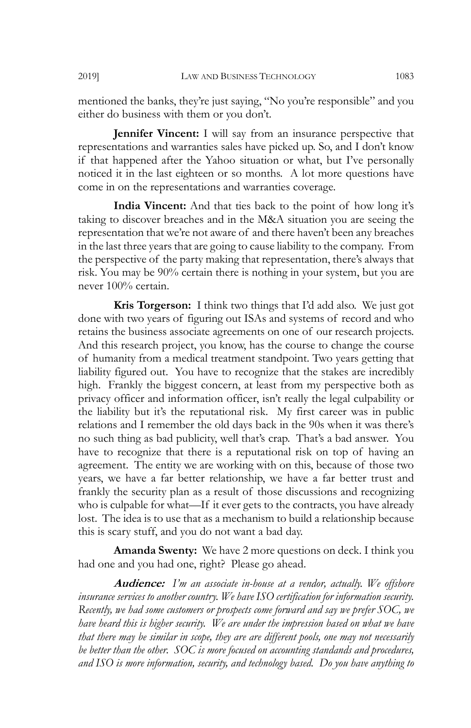mentioned the banks, they're just saying, "No you're responsible" and you either do business with them or you don't.

**Jennifer Vincent:** I will say from an insurance perspective that representations and warranties sales have picked up. So, and I don't know if that happened after the Yahoo situation or what, but I've personally noticed it in the last eighteen or so months. A lot more questions have come in on the representations and warranties coverage.

**India Vincent:** And that ties back to the point of how long it's taking to discover breaches and in the M&A situation you are seeing the representation that we're not aware of and there haven't been any breaches in the last three years that are going to cause liability to the company. From the perspective of the party making that representation, there's always that risk. You may be 90% certain there is nothing in your system, but you are never 100% certain.

**Kris Torgerson:** I think two things that I'd add also. We just got done with two years of figuring out ISAs and systems of record and who retains the business associate agreements on one of our research projects. And this research project, you know, has the course to change the course of humanity from a medical treatment standpoint. Two years getting that liability figured out. You have to recognize that the stakes are incredibly high. Frankly the biggest concern, at least from my perspective both as privacy officer and information officer, isn't really the legal culpability or the liability but it's the reputational risk. My first career was in public relations and I remember the old days back in the 90s when it was there's no such thing as bad publicity, well that's crap. That's a bad answer. You have to recognize that there is a reputational risk on top of having an agreement. The entity we are working with on this, because of those two years, we have a far better relationship, we have a far better trust and frankly the security plan as a result of those discussions and recognizing who is culpable for what—If it ever gets to the contracts, you have already lost. The idea is to use that as a mechanism to build a relationship because this is scary stuff, and you do not want a bad day.

**Amanda Swenty:** We have 2 more questions on deck. I think you had one and you had one, right? Please go ahead.

***Audience:*** *I'm an associate in-house at a vendor, actually. We offshore insurance services to another country. We have ISO certification for information security. Recently, we had some customers or prospects come forward and say we prefer SOC, we have heard this is higher security. We are under the impression based on what we have that there may be similar in scope, they are are different pools, one may not necessarily be better than the other. SOC is more focused on accounting standands and procedures, and ISO is more information, security, and technology based. Do you have anything to*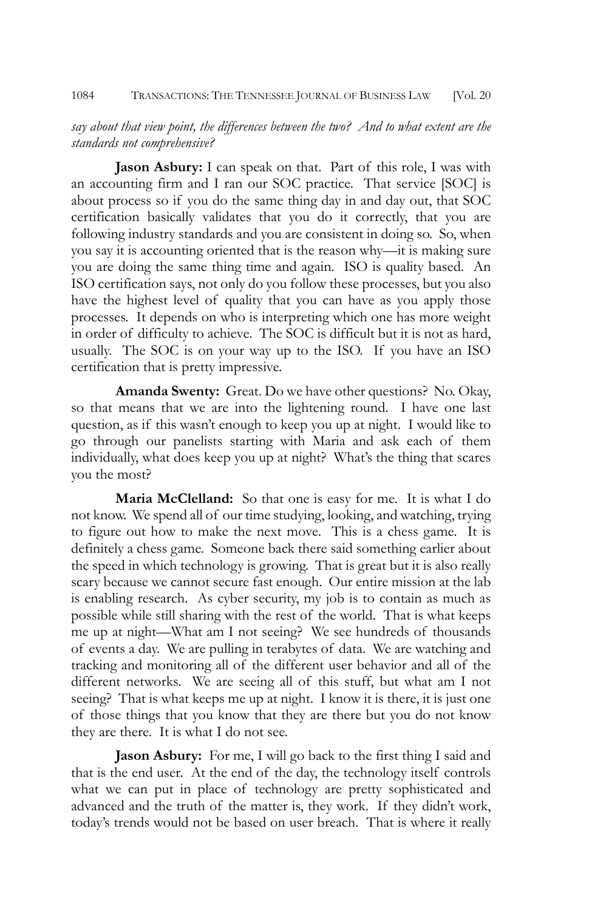*say about that view point, the differences between the two? And to what extent are the standards not comprehensive?*

**Jason Asbury:** I can speak on that. Part of this role, I was with an accounting firm and I ran our SOC practice. That service [SOC] is about process so if you do the same thing day in and day out, that SOC certification basically validates that you do it correctly, that you are following industry standards and you are consistent in doing so. So, when you say it is accounting oriented that is the reason why—it is making sure you are doing the same thing time and again. ISO is quality based. An ISO certification says, not only do you follow these processes, but you also have the highest level of quality that you can have as you apply those processes. It depends on who is interpreting which one has more weight in order of difficulty to achieve. The SOC is difficult but it is not as hard, usually. The SOC is on your way up to the ISO. If you have an ISO certification that is pretty impressive.

**Amanda Swenty:** Great. Do we have other questions? No. Okay, so that means that we are into the lightening round. I have one last question, as if this wasn't enough to keep you up at night. I would like to go through our panelists starting with Maria and ask each of them individually, what does keep you up at night? What's the thing that scares you the most?

**Maria McClelland:** So that one is easy for me. It is what I do not know. We spend all of our time studying, looking, and watching, trying to figure out how to make the next move. This is a chess game. It is definitely a chess game. Someone back there said something earlier about the speed in which technology is growing. That is great but it is also really scary because we cannot secure fast enough. Our entire mission at the lab is enabling research. As cyber security, my job is to contain as much as possible while still sharing with the rest of the world. That is what keeps me up at night—What am I not seeing? We see hundreds of thousands of events a day. We are pulling in terabytes of data. We are watching and tracking and monitoring all of the different user behavior and all of the different networks. We are seeing all of this stuff, but what am I not seeing? That is what keeps me up at night. I know it is there, it is just one of those things that you know that they are there but you do not know they are there. It is what I do not see.

**Jason Asbury:** For me, I will go back to the first thing I said and that is the end user. At the end of the day, the technology itself controls what we can put in place of technology are pretty sophisticated and advanced and the truth of the matter is, they work. If they didn't work, today's trends would not be based on user breach. That is where it really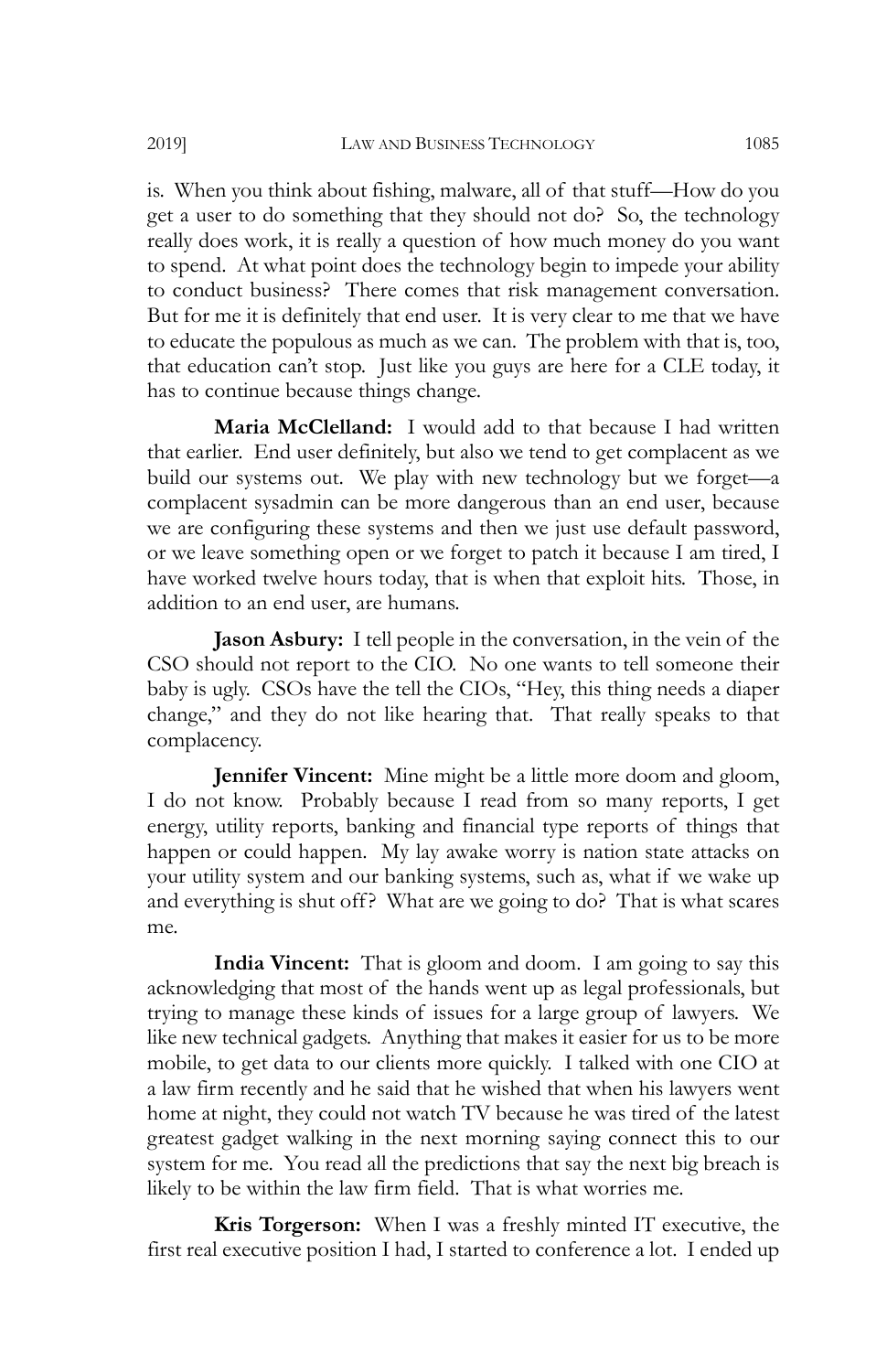is. When you think about fishing, malware, all of that stuff—How do you get a user to do something that they should not do? So, the technology really does work, it is really a question of how much money do you want to spend. At what point does the technology begin to impede your ability to conduct business? There comes that risk management conversation. But for me it is definitely that end user. It is very clear to me that we have to educate the populous as much as we can. The problem with that is, too, that education can't stop. Just like you guys are here for a CLE today, it has to continue because things change.

**Maria McClelland:** I would add to that because I had written that earlier. End user definitely, but also we tend to get complacent as we build our systems out. We play with new technology but we forget—a complacent sysadmin can be more dangerous than an end user, because we are configuring these systems and then we just use default password, or we leave something open or we forget to patch it because I am tired, I have worked twelve hours today, that is when that exploit hits. Those, in addition to an end user, are humans.

**Jason Asbury:** I tell people in the conversation, in the vein of the CSO should not report to the CIO. No one wants to tell someone their baby is ugly. CSOs have the tell the CIOs, "Hey, this thing needs a diaper change," and they do not like hearing that. That really speaks to that complacency.

**Jennifer Vincent:** Mine might be a little more doom and gloom, I do not know. Probably because I read from so many reports, I get energy, utility reports, banking and financial type reports of things that happen or could happen. My lay awake worry is nation state attacks on your utility system and our banking systems, such as, what if we wake up and everything is shut off? What are we going to do? That is what scares me.

**India Vincent:** That is gloom and doom. I am going to say this acknowledging that most of the hands went up as legal professionals, but trying to manage these kinds of issues for a large group of lawyers. We like new technical gadgets. Anything that makes it easier for us to be more mobile, to get data to our clients more quickly. I talked with one CIO at a law firm recently and he said that he wished that when his lawyers went home at night, they could not watch TV because he was tired of the latest greatest gadget walking in the next morning saying connect this to our system for me. You read all the predictions that say the next big breach is likely to be within the law firm field. That is what worries me.

**Kris Torgerson:** When I was a freshly minted IT executive, the first real executive position I had, I started to conference a lot. I ended up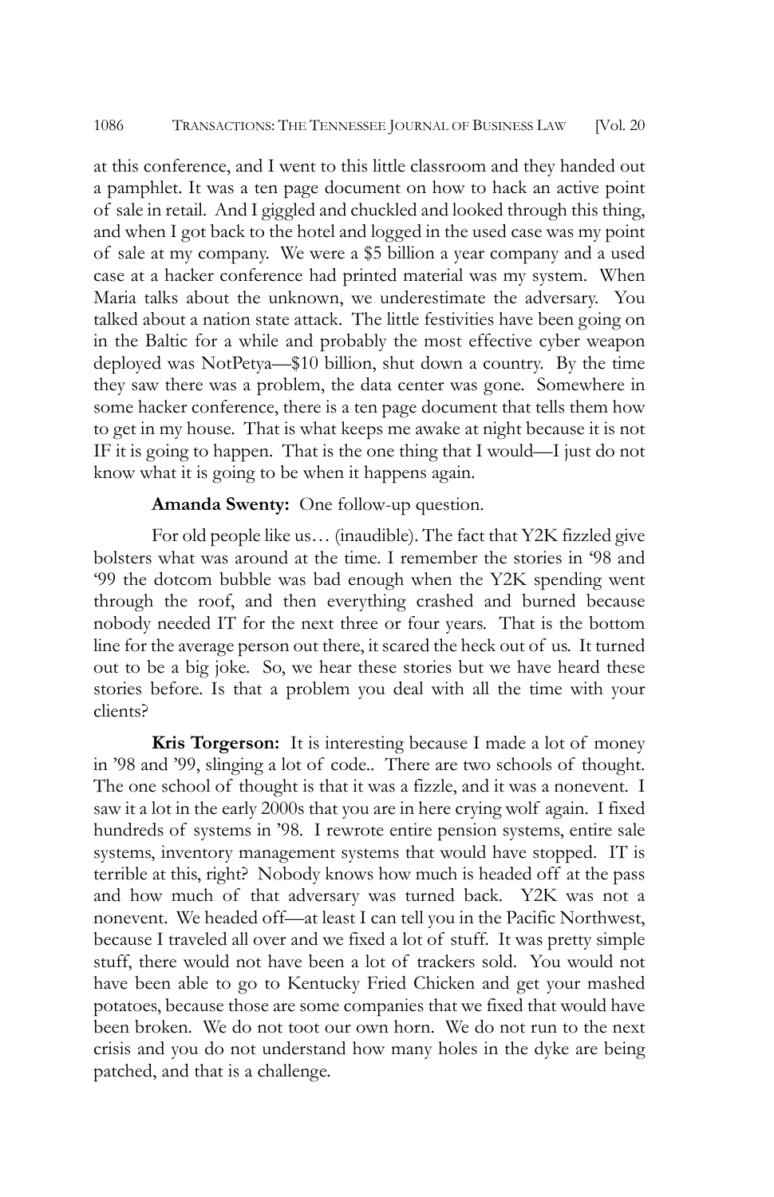at this conference, and I went to this little classroom and they handed out a pamphlet. It was a ten page document on how to hack an active point of sale in retail. And I giggled and chuckled and looked through this thing, and when I got back to the hotel and logged in the used case was my point of sale at my company. We were a $5 billion a year company and a used case at a hacker conference had printed material was my system. When Maria talks about the unknown, we underestimate the adversary. You talked about a nation state attack. The little festivities have been going on in the Baltic for a while and probably the most effective cyber weapon deployed was NotPetya—$10 billion, shut down a country. By the time they saw there was a problem, the data center was gone. Somewhere in some hacker conference, there is a ten page document that tells them how to get in my house. That is what keeps me awake at night because it is not IF it is going to happen. That is the one thing that I would—I just do not know what it is going to be when it happens again.

**Amanda Swenty:** One follow-up question.

For old people like us… (inaudible). The fact that Y2K fizzled give bolsters what was around at the time. I remember the stories in '98 and '99 the dotcom bubble was bad enough when the Y2K spending went through the roof, and then everything crashed and burned because nobody needed IT for the next three or four years. That is the bottom line for the average person out there, it scared the heck out of us. It turned out to be a big joke. So, we hear these stories but we have heard these stories before. Is that a problem you deal with all the time with your clients?

**Kris Torgerson:** It is interesting because I made a lot of money in '98 and '99, slinging a lot of code.. There are two schools of thought. The one school of thought is that it was a fizzle, and it was a nonevent. I saw it a lot in the early 2000s that you are in here crying wolf again. I fixed hundreds of systems in '98. I rewrote entire pension systems, entire sale systems, inventory management systems that would have stopped. IT is terrible at this, right? Nobody knows how much is headed off at the pass and how much of that adversary was turned back. Y2K was not a nonevent. We headed off—at least I can tell you in the Pacific Northwest, because I traveled all over and we fixed a lot of stuff. It was pretty simple stuff, there would not have been a lot of trackers sold. You would not have been able to go to Kentucky Fried Chicken and get your mashed potatoes, because those are some companies that we fixed that would have been broken. We do not toot our own horn. We do not run to the next crisis and you do not understand how many holes in the dyke are being patched, and that is a challenge.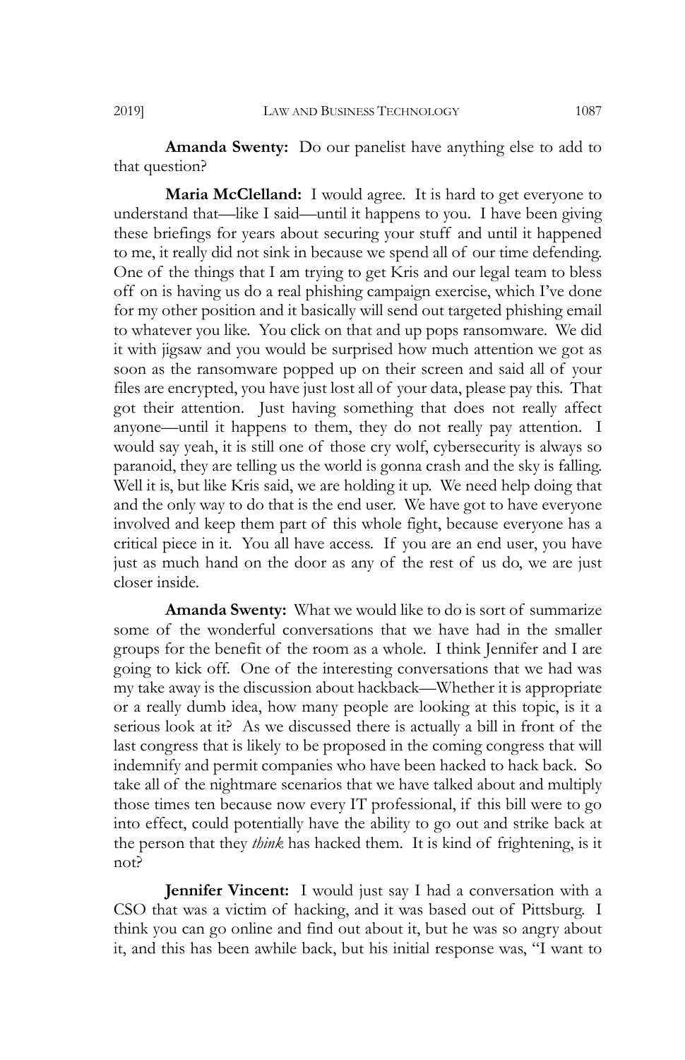**Amanda Swenty:** Do our panelist have anything else to add to that question?

**Maria McClelland:** I would agree. It is hard to get everyone to understand that—like I said—until it happens to you. I have been giving these briefings for years about securing your stuff and until it happened to me, it really did not sink in because we spend all of our time defending. One of the things that I am trying to get Kris and our legal team to bless off on is having us do a real phishing campaign exercise, which I've done for my other position and it basically will send out targeted phishing email to whatever you like. You click on that and up pops ransomware. We did it with jigsaw and you would be surprised how much attention we got as soon as the ransomware popped up on their screen and said all of your files are encrypted, you have just lost all of your data, please pay this. That got their attention. Just having something that does not really affect anyone—until it happens to them, they do not really pay attention. I would say yeah, it is still one of those cry wolf, cybersecurity is always so paranoid, they are telling us the world is gonna crash and the sky is falling. Well it is, but like Kris said, we are holding it up. We need help doing that and the only way to do that is the end user. We have got to have everyone involved and keep them part of this whole fight, because everyone has a critical piece in it. You all have access. If you are an end user, you have just as much hand on the door as any of the rest of us do, we are just closer inside.

**Amanda Swenty:** What we would like to do is sort of summarize some of the wonderful conversations that we have had in the smaller groups for the benefit of the room as a whole. I think Jennifer and I are going to kick off. One of the interesting conversations that we had was my take away is the discussion about hackback—Whether it is appropriate or a really dumb idea, how many people are looking at this topic, is it a serious look at it? As we discussed there is actually a bill in front of the last congress that is likely to be proposed in the coming congress that will indemnify and permit companies who have been hacked to hack back. So take all of the nightmare scenarios that we have talked about and multiply those times ten because now every IT professional, if this bill were to go into effect, could potentially have the ability to go out and strike back at the person that they *think* has hacked them. It is kind of frightening, is it not?

**Jennifer Vincent:** I would just say I had a conversation with a CSO that was a victim of hacking, and it was based out of Pittsburg. I think you can go online and find out about it, but he was so angry about it, and this has been awhile back, but his initial response was, "I want to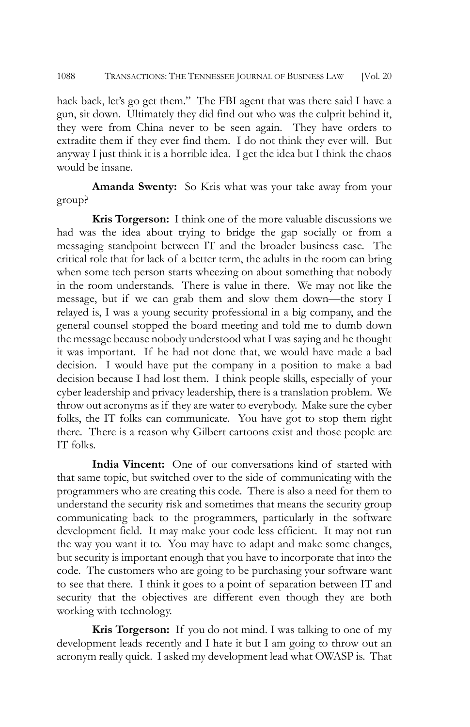hack back, let's go get them." The FBI agent that was there said I have a gun, sit down. Ultimately they did find out who was the culprit behind it, they were from China never to be seen again. They have orders to extradite them if they ever find them. I do not think they ever will. But anyway I just think it is a horrible idea. I get the idea but I think the chaos would be insane.

**Amanda Swenty:** So Kris what was your take away from your group?

**Kris Torgerson:** I think one of the more valuable discussions we had was the idea about trying to bridge the gap socially or from a messaging standpoint between IT and the broader business case. The critical role that for lack of a better term, the adults in the room can bring when some tech person starts wheezing on about something that nobody in the room understands. There is value in there. We may not like the message, but if we can grab them and slow them down—the story I relayed is, I was a young security professional in a big company, and the general counsel stopped the board meeting and told me to dumb down the message because nobody understood what I was saying and he thought it was important. If he had not done that, we would have made a bad decision. I would have put the company in a position to make a bad decision because I had lost them. I think people skills, especially of your cyber leadership and privacy leadership, there is a translation problem. We throw out acronyms as if they are water to everybody. Make sure the cyber folks, the IT folks can communicate. You have got to stop them right there. There is a reason why Gilbert cartoons exist and those people are IT folks.

**India Vincent:** One of our conversations kind of started with that same topic, but switched over to the side of communicating with the programmers who are creating this code. There is also a need for them to understand the security risk and sometimes that means the security group communicating back to the programmers, particularly in the software development field. It may make your code less efficient. It may not run the way you want it to. You may have to adapt and make some changes, but security is important enough that you have to incorporate that into the code. The customers who are going to be purchasing your software want to see that there. I think it goes to a point of separation between IT and security that the objectives are different even though they are both working with technology.

**Kris Torgerson:** If you do not mind. I was talking to one of my development leads recently and I hate it but I am going to throw out an acronym really quick. I asked my development lead what OWASP is. That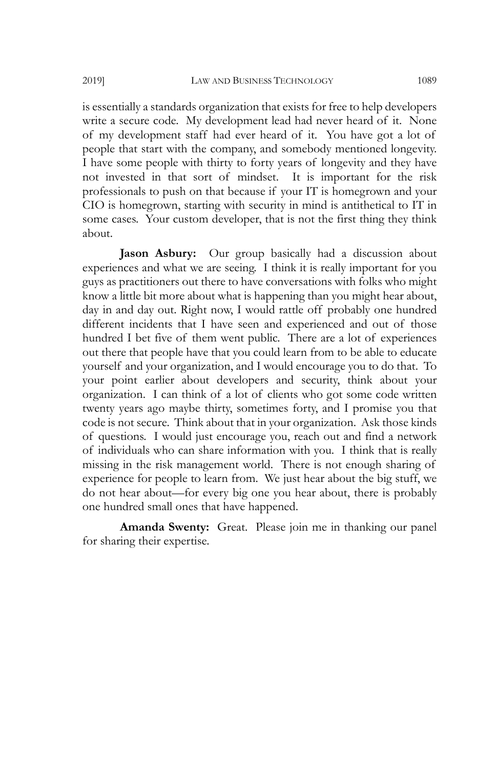is essentially a standards organization that exists for free to help developers write a secure code. My development lead had never heard of it. None of my development staff had ever heard of it. You have got a lot of people that start with the company, and somebody mentioned longevity. I have some people with thirty to forty years of longevity and they have not invested in that sort of mindset. It is important for the risk professionals to push on that because if your IT is homegrown and your CIO is homegrown, starting with security in mind is antithetical to IT in some cases. Your custom developer, that is not the first thing they think about.

**Jason Asbury:** Our group basically had a discussion about experiences and what we are seeing. I think it is really important for you guys as practitioners out there to have conversations with folks who might know a little bit more about what is happening than you might hear about, day in and day out. Right now, I would rattle off probably one hundred different incidents that I have seen and experienced and out of those hundred I bet five of them went public. There are a lot of experiences out there that people have that you could learn from to be able to educate yourself and your organization, and I would encourage you to do that. To your point earlier about developers and security, think about your organization. I can think of a lot of clients who got some code written twenty years ago maybe thirty, sometimes forty, and I promise you that code is not secure. Think about that in your organization. Ask those kinds of questions. I would just encourage you, reach out and find a network of individuals who can share information with you. I think that is really missing in the risk management world. There is not enough sharing of experience for people to learn from. We just hear about the big stuff, we do not hear about—for every big one you hear about, there is probably one hundred small ones that have happened.

**Amanda Swenty:** Great. Please join me in thanking our panel for sharing their expertise.